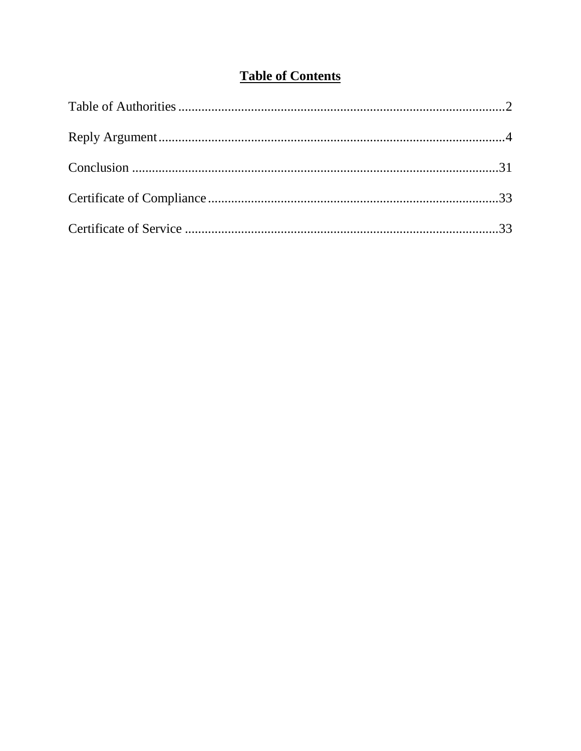# Table of Contents

Table of Authorities ................................................................................................2

Reply Argument.......................................................................................................4

Conclusion .............................................................................................................31

Certificate of Compliance ......................................................................................33

Certificate of Service .............................................................................................33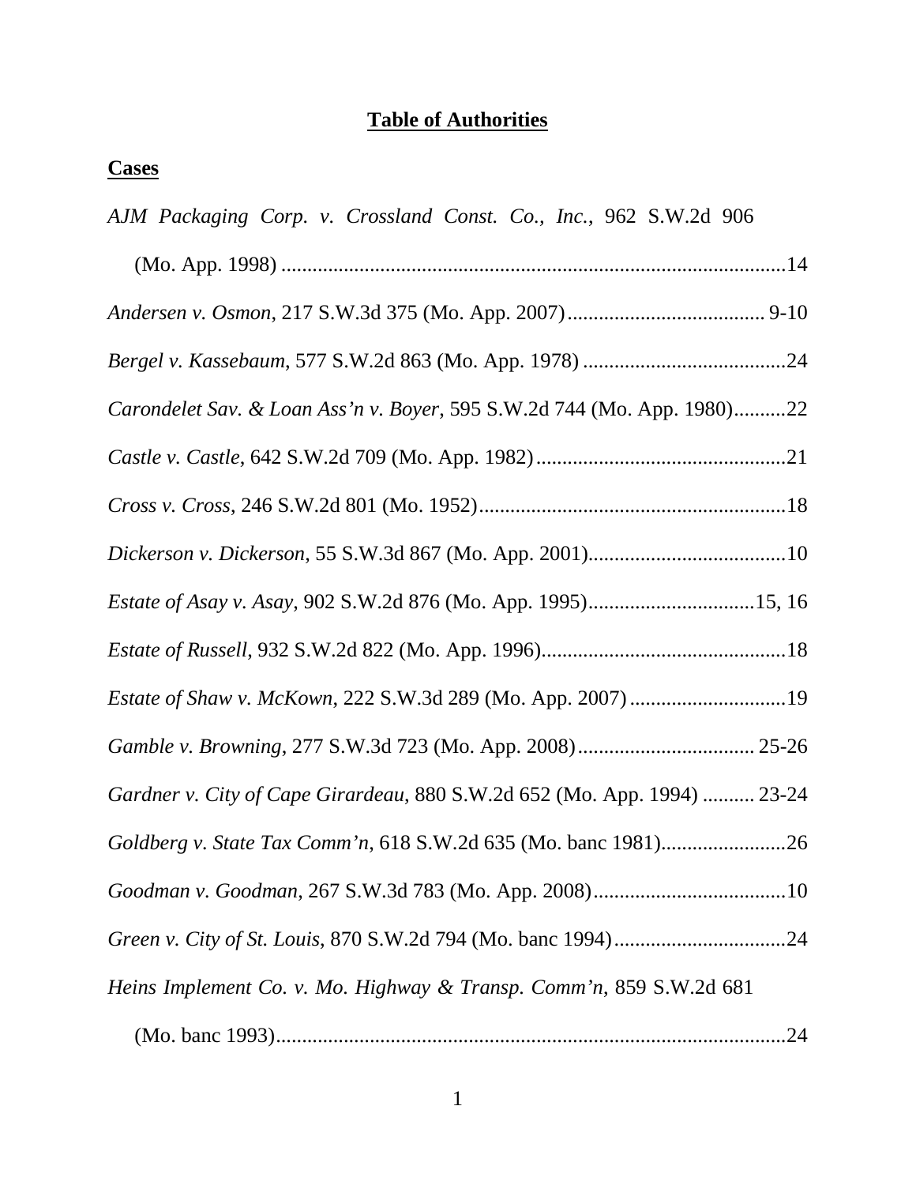# Table of Authorities

## Cases

*AJM Packaging Corp. v. Crossland Const. Co., Inc.*, 962 S.W.2d 906 (Mo. App. 1998) ....................14

*Andersen v. Osmon*, 217 S.W.3d 375 (Mo. App. 2007).................... 9-10

*Bergel v. Kassebaum*, 577 S.W.2d 863 (Mo. App. 1978) ....................24

*Carondelet Sav. & Loan Ass'n v. Boyer*, 595 S.W.2d 744 (Mo. App. 1980)..........22

*Castle v. Castle*, 642 S.W.2d 709 (Mo. App. 1982)....................21

*Cross v. Cross*, 246 S.W.2d 801 (Mo. 1952)....................18

*Dickerson v. Dickerson*, 55 S.W.3d 867 (Mo. App. 2001)....................10

*Estate of Asay v. Asay*, 902 S.W.2d 876 (Mo. App. 1995)....................15, 16

*Estate of Russell*, 932 S.W.2d 822 (Mo. App. 1996)....................18

*Estate of Shaw v. McKown*, 222 S.W.3d 289 (Mo. App. 2007)....................19

*Gamble v. Browning*, 277 S.W.3d 723 (Mo. App. 2008).................... 25-26

*Gardner v. City of Cape Girardeau*, 880 S.W.2d 652 (Mo. App. 1994) .......... 23-24

*Goldberg v. State Tax Comm'n*, 618 S.W.2d 635 (Mo. banc 1981)....................26

*Goodman v. Goodman*, 267 S.W.3d 783 (Mo. App. 2008)....................10

*Green v. City of St. Louis*, 870 S.W.2d 794 (Mo. banc 1994)....................24

*Heins Implement Co. v. Mo. Highway & Transp. Comm'n*, 859 S.W.2d 681 (Mo. banc 1993)....................24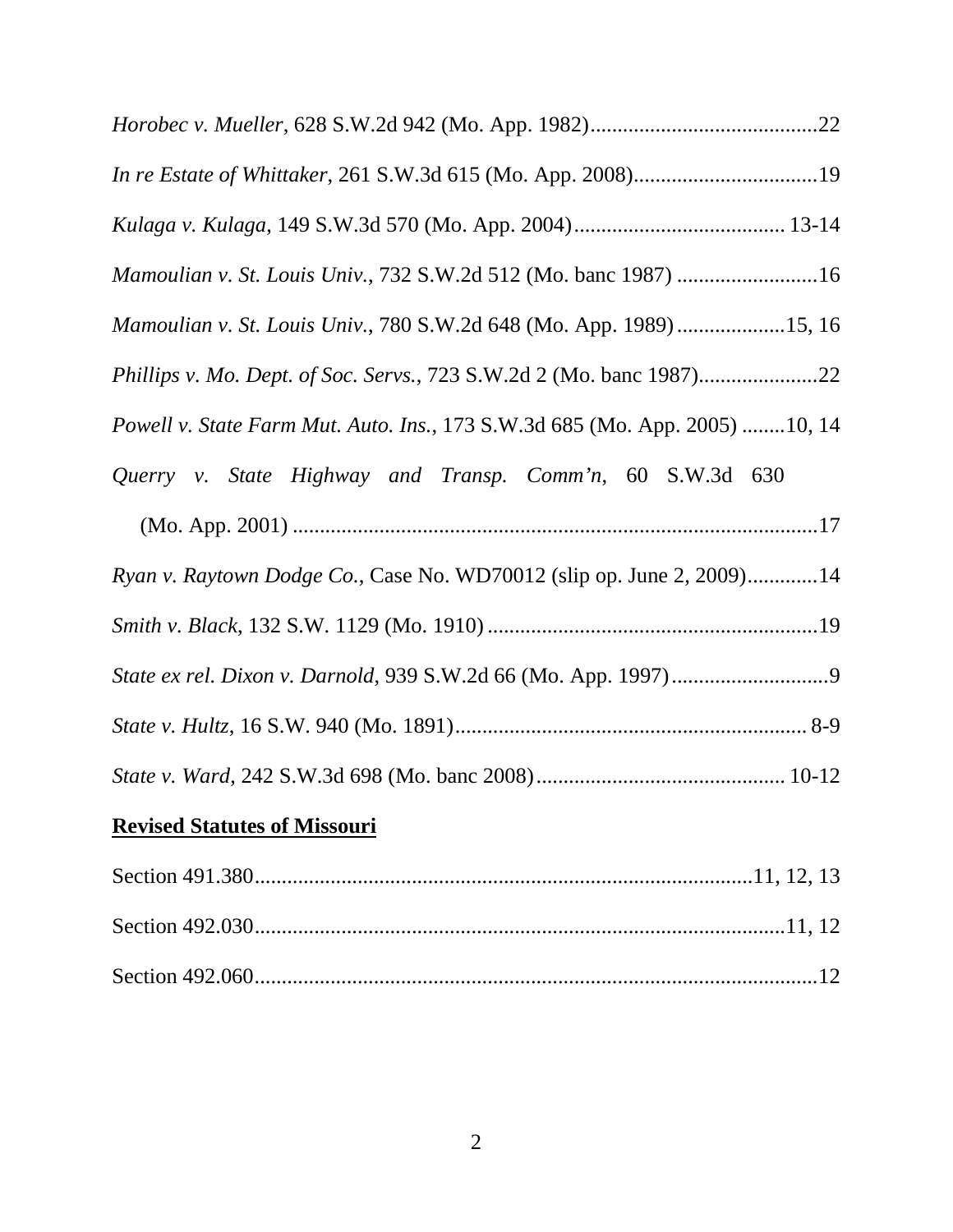*Horobec v. Mueller*, 628 S.W.2d 942 (Mo. App. 1982)..........................................22

*In re Estate of Whittaker*, 261 S.W.3d 615 (Mo. App. 2008)..................................19

*Kulaga v. Kulaga*, 149 S.W.3d 570 (Mo. App. 2004)....................................... 13-14

*Mamoulian v. St. Louis Univ.*, 732 S.W.2d 512 (Mo. banc 1987) ..........................16

*Mamoulian v. St. Louis Univ.*, 780 S.W.2d 648 (Mo. App. 1989) ....................15, 16

*Phillips v. Mo. Dept. of Soc. Servs.*, 723 S.W.2d 2 (Mo. banc 1987)......................22

*Powell v. State Farm Mut. Auto. Ins.*, 173 S.W.3d 685 (Mo. App. 2005) ........10, 14

*Querry v. State Highway and Transp. Comm'n*, 60 S.W.3d 630 (Mo. App. 2001) .................................................................................................17

*Ryan v. Raytown Dodge Co.*, Case No. WD70012 (slip op. June 2, 2009).............14

*Smith v. Black*, 132 S.W. 1129 (Mo. 1910) .............................................................19

*State ex rel. Dixon v. Darnold*, 939 S.W.2d 66 (Mo. App. 1997).............................9

*State v. Hultz*, 16 S.W. 940 (Mo. 1891)................................................................. 8-9

*State v. Ward*, 242 S.W.3d 698 (Mo. banc 2008).............................................. 10-12

**Revised Statutes of Missouri**

Section 491.380...........................................................................................11, 12, 13

Section 492.030..................................................................................................11, 12

Section 492.060.......................................................................................................12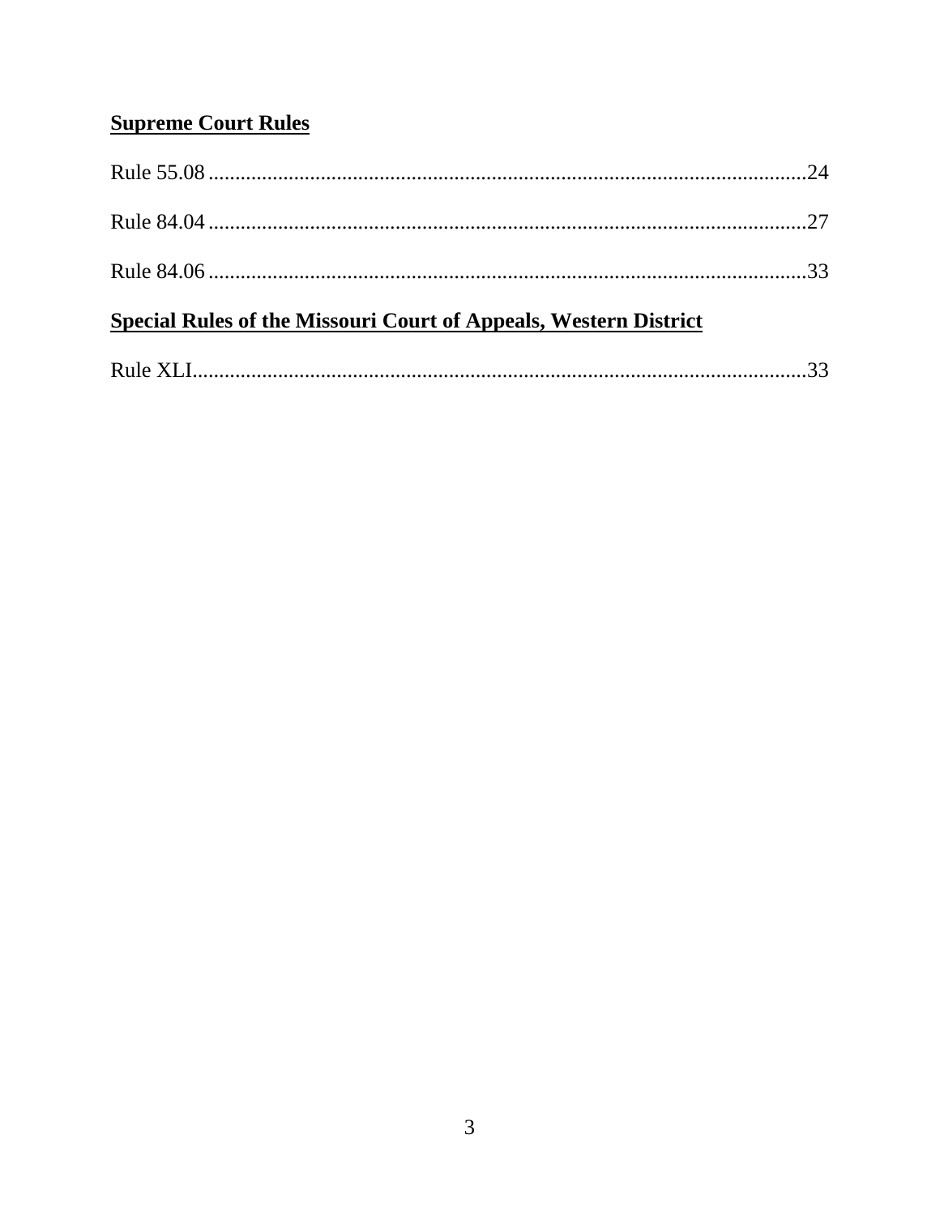**Supreme Court Rules**

Rule 55.08 ......................................................................................................24

Rule 84.04 ......................................................................................................27

Rule 84.06 ......................................................................................................33

**Special Rules of the Missouri Court of Appeals, Western District**

Rule XLI.........................................................................................................33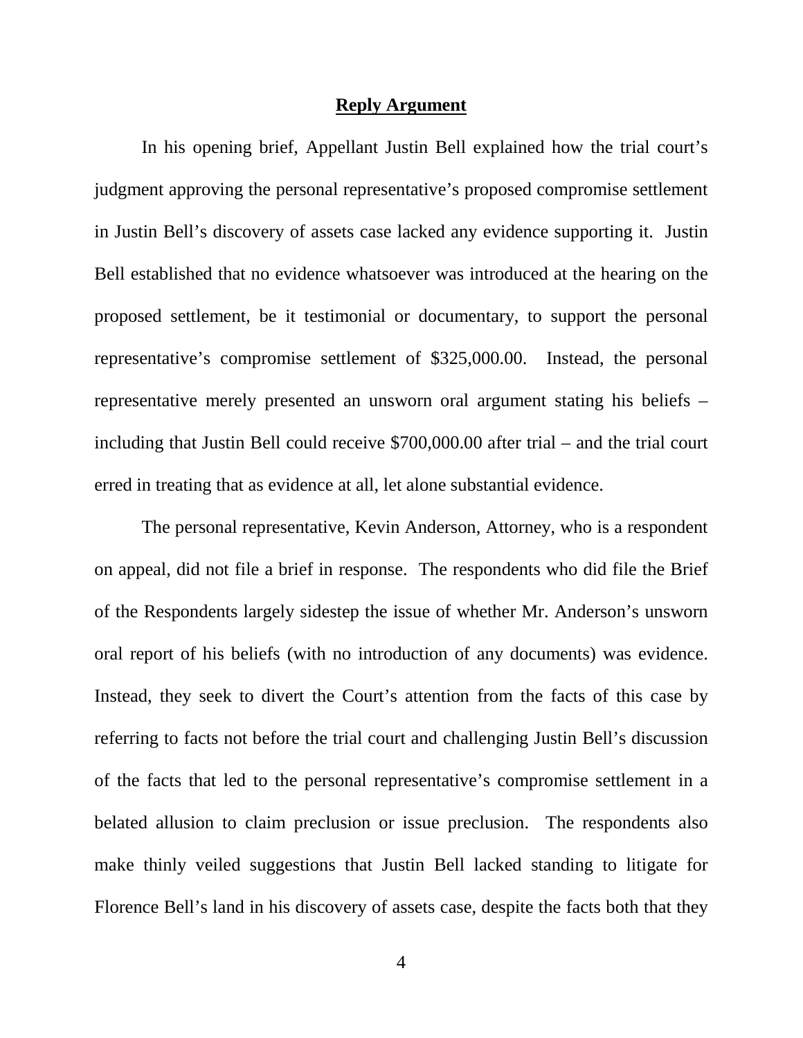## **Reply Argument**

In his opening brief, Appellant Justin Bell explained how the trial court's judgment approving the personal representative's proposed compromise settlement in Justin Bell's discovery of assets case lacked any evidence supporting it. Justin Bell established that no evidence whatsoever was introduced at the hearing on the proposed settlement, be it testimonial or documentary, to support the personal representative's compromise settlement of $325,000.00. Instead, the personal representative merely presented an unsworn oral argument stating his beliefs – including that Justin Bell could receive $700,000.00 after trial – and the trial court erred in treating that as evidence at all, let alone substantial evidence.

The personal representative, Kevin Anderson, Attorney, who is a respondent on appeal, did not file a brief in response. The respondents who did file the Brief of the Respondents largely sidestep the issue of whether Mr. Anderson's unsworn oral report of his beliefs (with no introduction of any documents) was evidence. Instead, they seek to divert the Court's attention from the facts of this case by referring to facts not before the trial court and challenging Justin Bell's discussion of the facts that led to the personal representative's compromise settlement in a belated allusion to claim preclusion or issue preclusion. The respondents also make thinly veiled suggestions that Justin Bell lacked standing to litigate for Florence Bell's land in his discovery of assets case, despite the facts both that they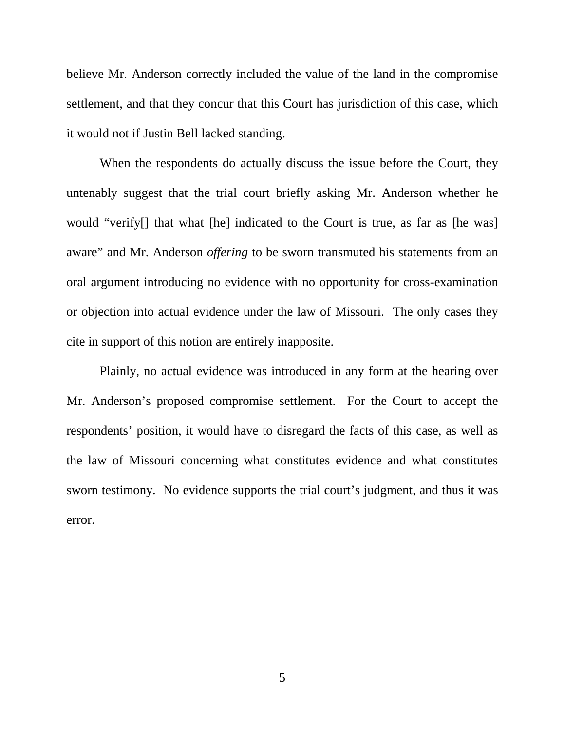believe Mr. Anderson correctly included the value of the land in the compromise settlement, and that they concur that this Court has jurisdiction of this case, which it would not if Justin Bell lacked standing.

When the respondents do actually discuss the issue before the Court, they untenably suggest that the trial court briefly asking Mr. Anderson whether he would "verify[] that what [he] indicated to the Court is true, as far as [he was] aware" and Mr. Anderson *offering* to be sworn transmuted his statements from an oral argument introducing no evidence with no opportunity for cross-examination or objection into actual evidence under the law of Missouri. The only cases they cite in support of this notion are entirely inapposite.

Plainly, no actual evidence was introduced in any form at the hearing over Mr. Anderson's proposed compromise settlement. For the Court to accept the respondents' position, it would have to disregard the facts of this case, as well as the law of Missouri concerning what constitutes evidence and what constitutes sworn testimony. No evidence supports the trial court's judgment, and thus it was error.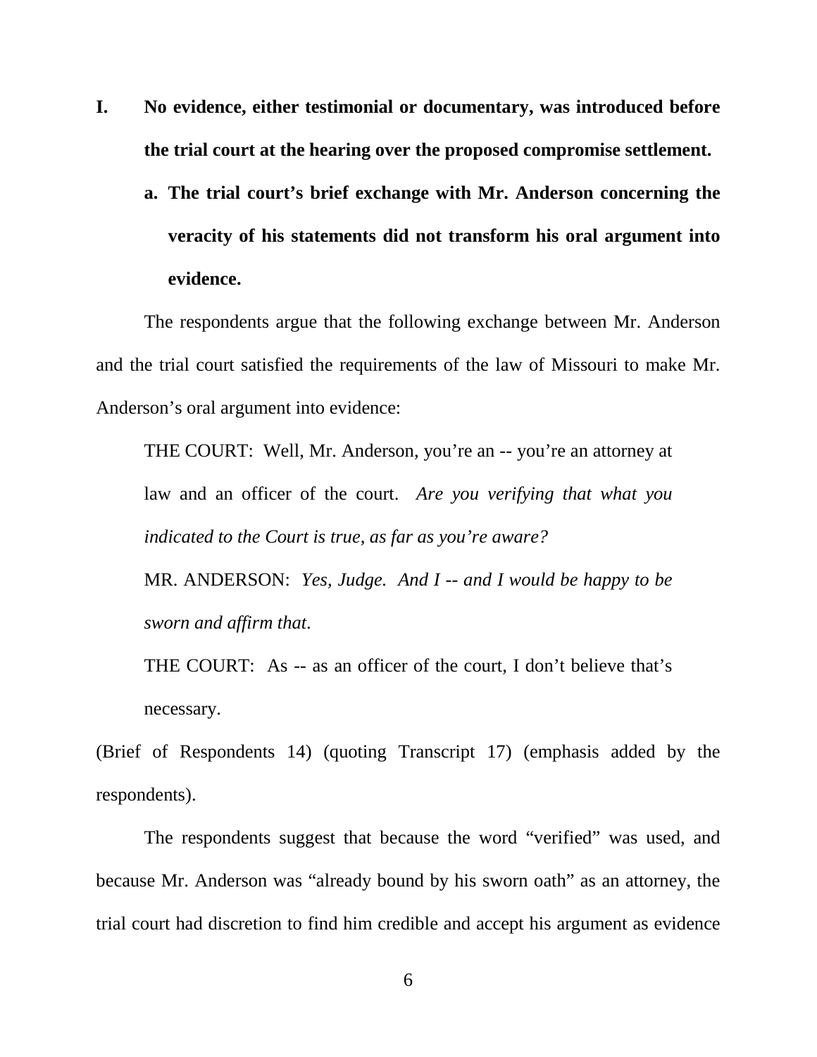**I. No evidence, either testimonial or documentary, was introduced before the trial court at the hearing over the proposed compromise settlement.**

**a. The trial court's brief exchange with Mr. Anderson concerning the veracity of his statements did not transform his oral argument into evidence.**

The respondents argue that the following exchange between Mr. Anderson and the trial court satisfied the requirements of the law of Missouri to make Mr. Anderson's oral argument into evidence:

> THE COURT: Well, Mr. Anderson, you're an -- you're an attorney at law and an officer of the court. *Are you verifying that what you indicated to the Court is true, as far as you're aware?*
>
> MR. ANDERSON: *Yes, Judge. And I -- and I would be happy to be sworn and affirm that*.
>
> THE COURT: As -- as an officer of the court, I don't believe that's necessary.

(Brief of Respondents 14) (quoting Transcript 17) (emphasis added by the respondents).

The respondents suggest that because the word "verified" was used, and because Mr. Anderson was "already bound by his sworn oath" as an attorney, the trial court had discretion to find him credible and accept his argument as evidence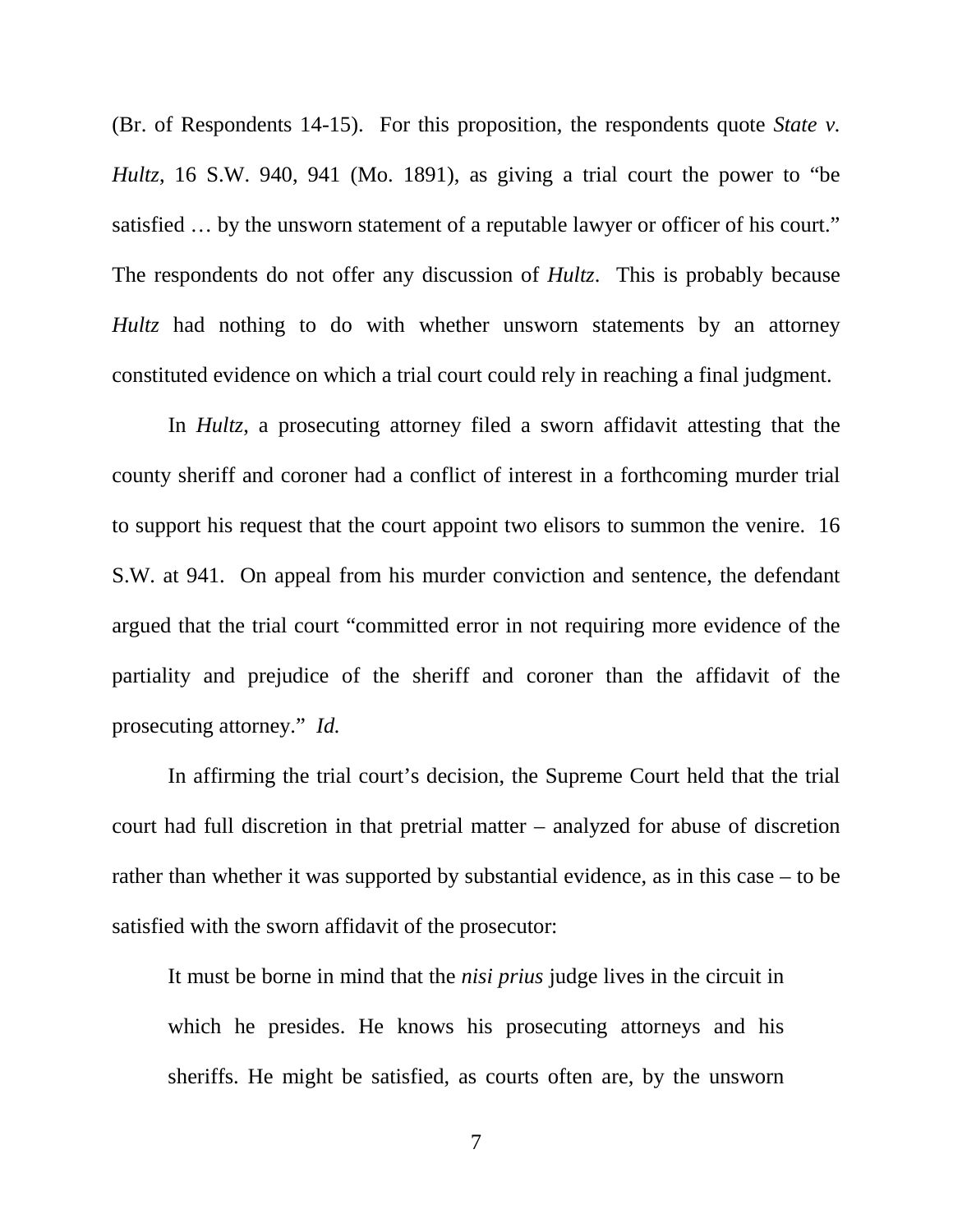(Br. of Respondents 14-15). For this proposition, the respondents quote *State v. Hultz*, 16 S.W. 940, 941 (Mo. 1891), as giving a trial court the power to "be satisfied … by the unsworn statement of a reputable lawyer or officer of his court." The respondents do not offer any discussion of *Hultz*. This is probably because *Hultz* had nothing to do with whether unsworn statements by an attorney constituted evidence on which a trial court could rely in reaching a final judgment.

In *Hultz*, a prosecuting attorney filed a sworn affidavit attesting that the county sheriff and coroner had a conflict of interest in a forthcoming murder trial to support his request that the court appoint two elisors to summon the venire. 16 S.W. at 941. On appeal from his murder conviction and sentence, the defendant argued that the trial court "committed error in not requiring more evidence of the partiality and prejudice of the sheriff and coroner than the affidavit of the prosecuting attorney." *Id.*

In affirming the trial court's decision, the Supreme Court held that the trial court had full discretion in that pretrial matter – analyzed for abuse of discretion rather than whether it was supported by substantial evidence, as in this case – to be satisfied with the sworn affidavit of the prosecutor:

> It must be borne in mind that the *nisi prius* judge lives in the circuit in which he presides. He knows his prosecuting attorneys and his sheriffs. He might be satisfied, as courts often are, by the unsworn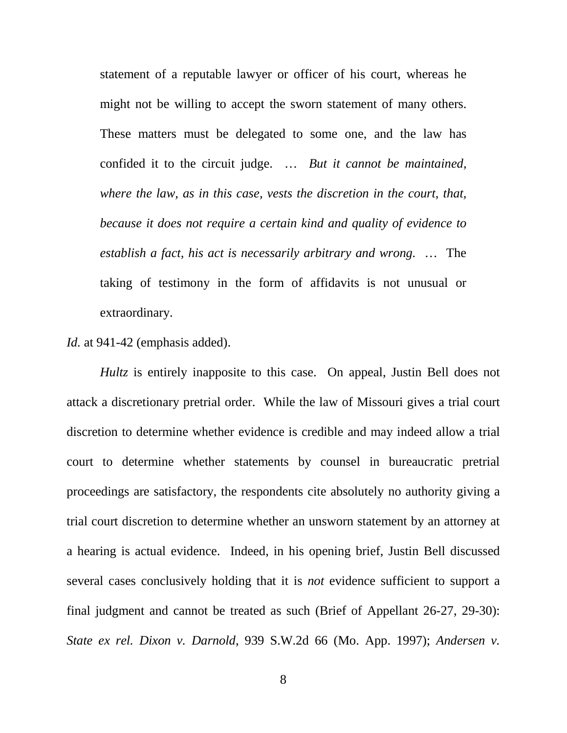> statement of a reputable lawyer or officer of his court, whereas he might not be willing to accept the sworn statement of many others. These matters must be delegated to some one, and the law has confided it to the circuit judge. … *But it cannot be maintained, where the law, as in this case, vests the discretion in the court, that, because it does not require a certain kind and quality of evidence to establish a fact, his act is necessarily arbitrary and wrong.* … The taking of testimony in the form of affidavits is not unusual or extraordinary.

*Id.* at 941-42 (emphasis added).

*Hultz* is entirely inapposite to this case. On appeal, Justin Bell does not attack a discretionary pretrial order. While the law of Missouri gives a trial court discretion to determine whether evidence is credible and may indeed allow a trial court to determine whether statements by counsel in bureaucratic pretrial proceedings are satisfactory, the respondents cite absolutely no authority giving a trial court discretion to determine whether an unsworn statement by an attorney at a hearing is actual evidence. Indeed, in his opening brief, Justin Bell discussed several cases conclusively holding that it is *not* evidence sufficient to support a final judgment and cannot be treated as such (Brief of Appellant 26-27, 29-30): *State ex rel. Dixon v. Darnold*, 939 S.W.2d 66 (Mo. App. 1997); *Andersen v.*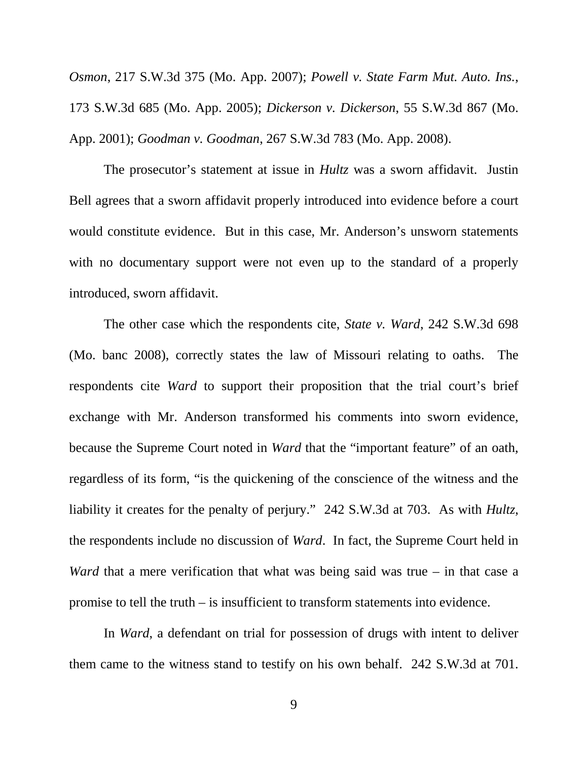*Osmon*, 217 S.W.3d 375 (Mo. App. 2007); *Powell v. State Farm Mut. Auto. Ins.*, 173 S.W.3d 685 (Mo. App. 2005); *Dickerson v. Dickerson,* 55 S.W.3d 867 (Mo. App. 2001); *Goodman v. Goodman*, 267 S.W.3d 783 (Mo. App. 2008).

The prosecutor's statement at issue in *Hultz* was a sworn affidavit. Justin Bell agrees that a sworn affidavit properly introduced into evidence before a court would constitute evidence. But in this case, Mr. Anderson's unsworn statements with no documentary support were not even up to the standard of a properly introduced, sworn affidavit.

The other case which the respondents cite, *State v. Ward*, 242 S.W.3d 698 (Mo. banc 2008), correctly states the law of Missouri relating to oaths. The respondents cite *Ward* to support their proposition that the trial court's brief exchange with Mr. Anderson transformed his comments into sworn evidence, because the Supreme Court noted in *Ward* that the "important feature" of an oath, regardless of its form, "is the quickening of the conscience of the witness and the liability it creates for the penalty of perjury." 242 S.W.3d at 703. As with *Hultz,* the respondents include no discussion of *Ward*. In fact, the Supreme Court held in *Ward* that a mere verification that what was being said was true – in that case a promise to tell the truth – is insufficient to transform statements into evidence.

In *Ward*, a defendant on trial for possession of drugs with intent to deliver them came to the witness stand to testify on his own behalf. 242 S.W.3d at 701.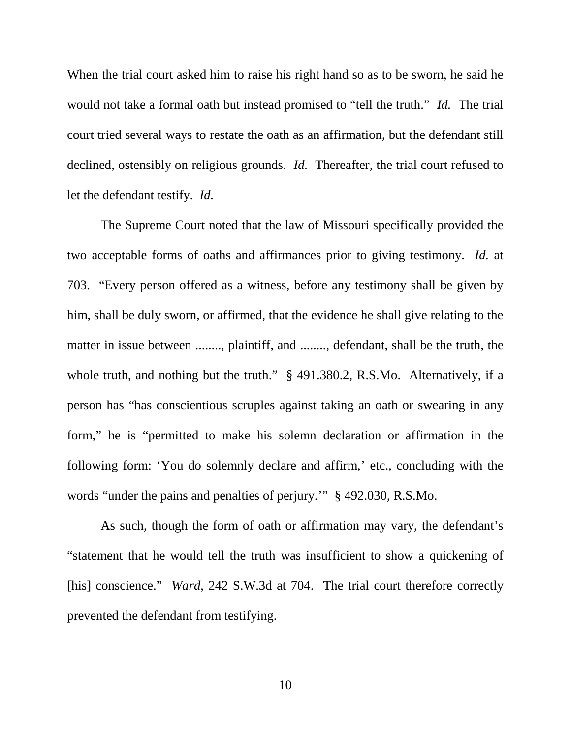When the trial court asked him to raise his right hand so as to be sworn, he said he would not take a formal oath but instead promised to "tell the truth." *Id.* The trial court tried several ways to restate the oath as an affirmation, but the defendant still declined, ostensibly on religious grounds. *Id.* Thereafter, the trial court refused to let the defendant testify. *Id.*

The Supreme Court noted that the law of Missouri specifically provided the two acceptable forms of oaths and affirmances prior to giving testimony. *Id.* at 703. "Every person offered as a witness, before any testimony shall be given by him, shall be duly sworn, or affirmed, that the evidence he shall give relating to the matter in issue between ........, plaintiff, and ........, defendant, shall be the truth, the whole truth, and nothing but the truth." § 491.380.2, R.S.Mo. Alternatively, if a person has "has conscientious scruples against taking an oath or swearing in any form," he is "permitted to make his solemn declaration or affirmation in the following form: 'You do solemnly declare and affirm,' etc., concluding with the words "under the pains and penalties of perjury.'" § 492.030, R.S.Mo.

As such, though the form of oath or affirmation may vary, the defendant's "statement that he would tell the truth was insufficient to show a quickening of [his] conscience." *Ward*, 242 S.W.3d at 704. The trial court therefore correctly prevented the defendant from testifying.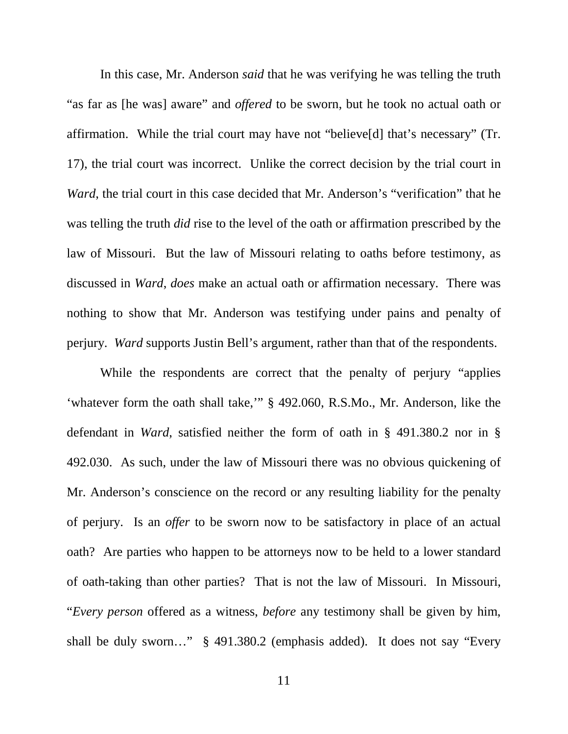In this case, Mr. Anderson *said* that he was verifying he was telling the truth "as far as [he was] aware" and *offered* to be sworn, but he took no actual oath or affirmation. While the trial court may have not "believe[d] that's necessary" (Tr. 17), the trial court was incorrect. Unlike the correct decision by the trial court in *Ward*, the trial court in this case decided that Mr. Anderson's "verification" that he was telling the truth *did* rise to the level of the oath or affirmation prescribed by the law of Missouri. But the law of Missouri relating to oaths before testimony, as discussed in *Ward*, *does* make an actual oath or affirmation necessary. There was nothing to show that Mr. Anderson was testifying under pains and penalty of perjury. *Ward* supports Justin Bell's argument, rather than that of the respondents.

While the respondents are correct that the penalty of perjury "applies 'whatever form the oath shall take,'" § 492.060, R.S.Mo., Mr. Anderson, like the defendant in *Ward*, satisfied neither the form of oath in § 491.380.2 nor in § 492.030. As such, under the law of Missouri there was no obvious quickening of Mr. Anderson's conscience on the record or any resulting liability for the penalty of perjury. Is an *offer* to be sworn now to be satisfactory in place of an actual oath? Are parties who happen to be attorneys now to be held to a lower standard of oath-taking than other parties? That is not the law of Missouri. In Missouri, "*Every person* offered as a witness, *before* any testimony shall be given by him, shall be duly sworn…" § 491.380.2 (emphasis added). It does not say "Every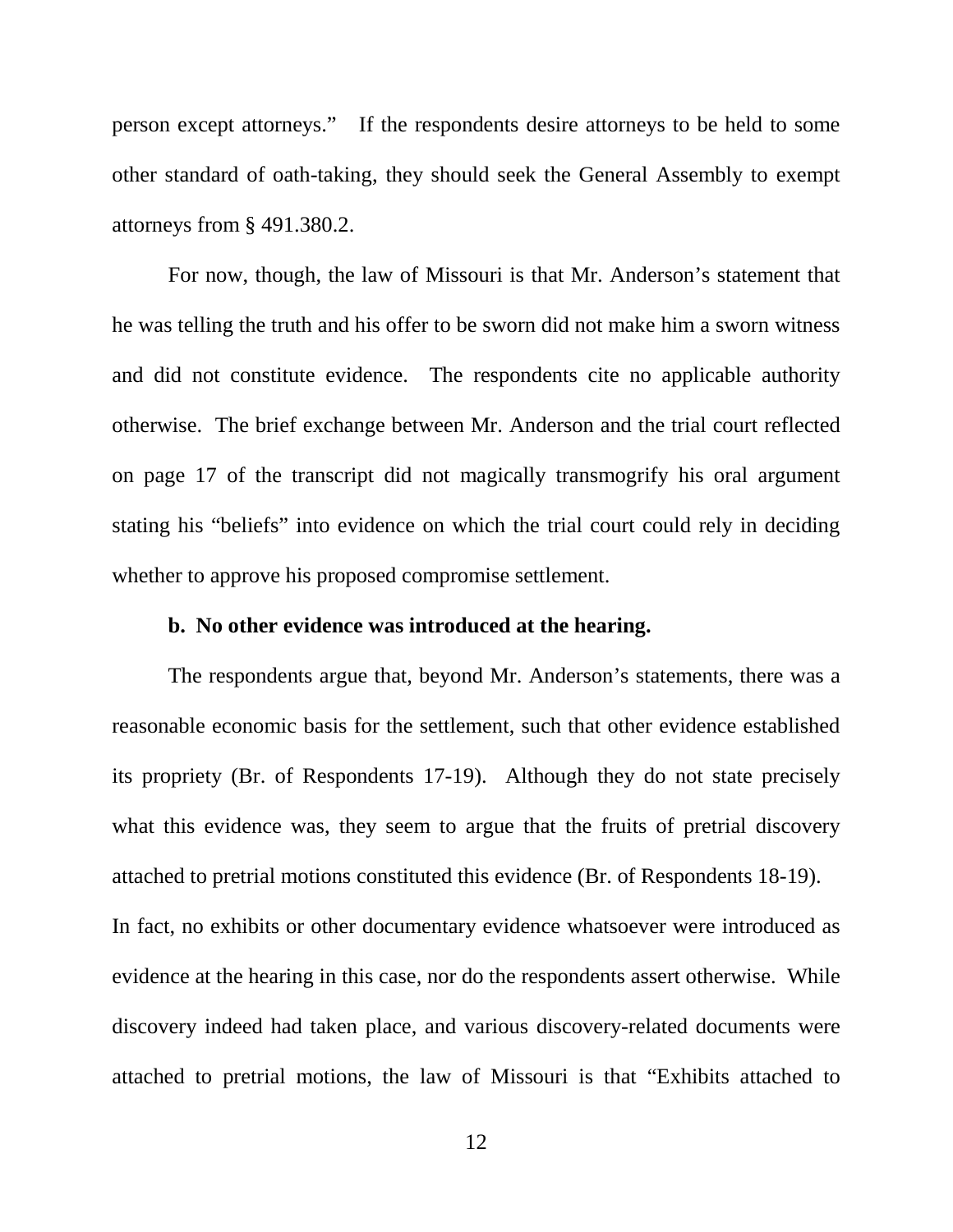person except attorneys." If the respondents desire attorneys to be held to some other standard of oath-taking, they should seek the General Assembly to exempt attorneys from § 491.380.2.

For now, though, the law of Missouri is that Mr. Anderson's statement that he was telling the truth and his offer to be sworn did not make him a sworn witness and did not constitute evidence. The respondents cite no applicable authority otherwise. The brief exchange between Mr. Anderson and the trial court reflected on page 17 of the transcript did not magically transmogrify his oral argument stating his "beliefs" into evidence on which the trial court could rely in deciding whether to approve his proposed compromise settlement.

**b. No other evidence was introduced at the hearing.**

The respondents argue that, beyond Mr. Anderson's statements, there was a reasonable economic basis for the settlement, such that other evidence established its propriety (Br. of Respondents 17-19). Although they do not state precisely what this evidence was, they seem to argue that the fruits of pretrial discovery attached to pretrial motions constituted this evidence (Br. of Respondents 18-19).

In fact, no exhibits or other documentary evidence whatsoever were introduced as evidence at the hearing in this case, nor do the respondents assert otherwise. While discovery indeed had taken place, and various discovery-related documents were attached to pretrial motions, the law of Missouri is that "Exhibits attached to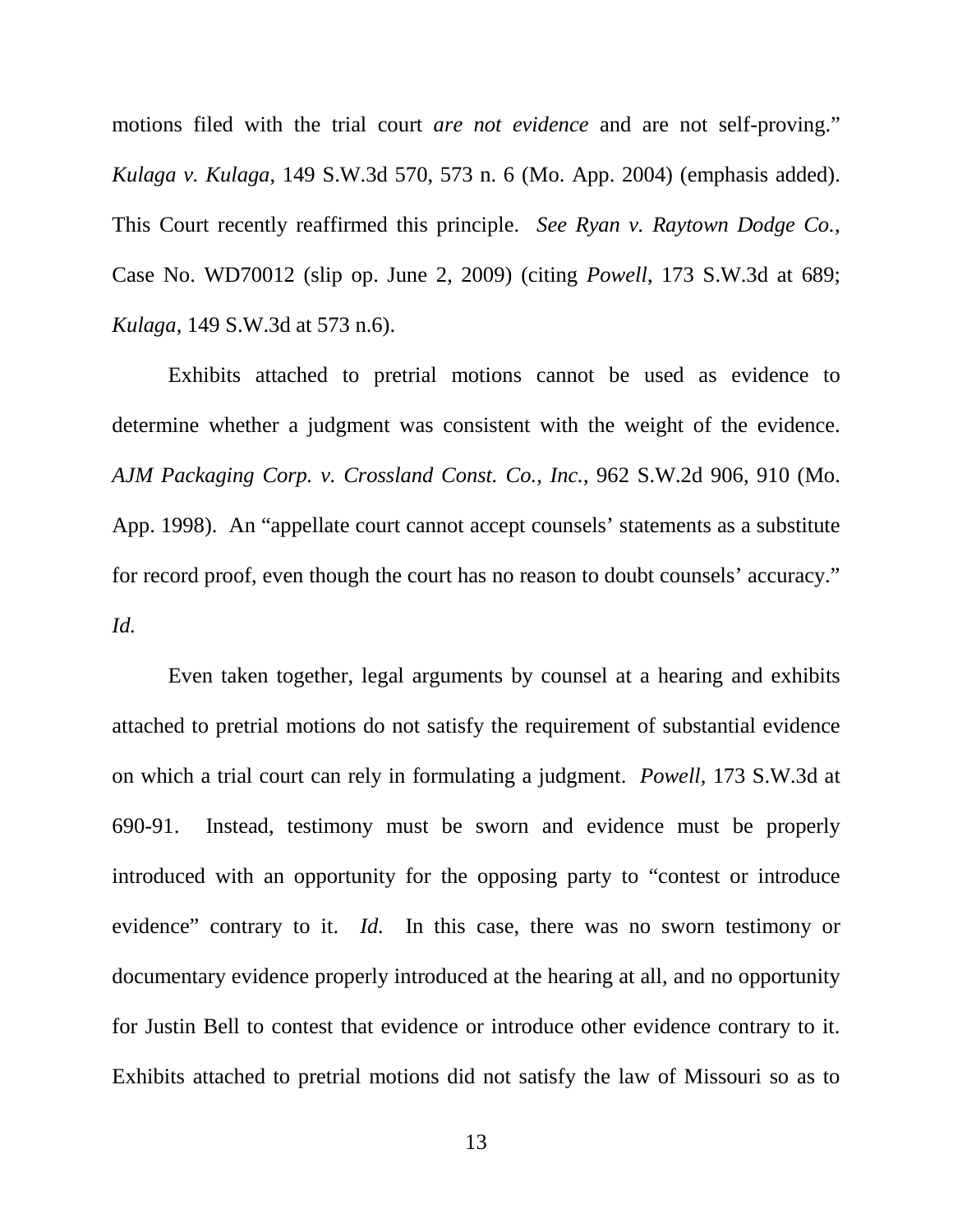motions filed with the trial court *are not evidence* and are not self-proving." *Kulaga v. Kulaga*, 149 S.W.3d 570, 573 n. 6 (Mo. App. 2004) (emphasis added). This Court recently reaffirmed this principle. *See Ryan v. Raytown Dodge Co.*, Case No. WD70012 (slip op. June 2, 2009) (citing *Powell*, 173 S.W.3d at 689; *Kulaga*, 149 S.W.3d at 573 n.6).

Exhibits attached to pretrial motions cannot be used as evidence to determine whether a judgment was consistent with the weight of the evidence. *AJM Packaging Corp. v. Crossland Const. Co., Inc.*, 962 S.W.2d 906, 910 (Mo. App. 1998). An "appellate court cannot accept counsels' statements as a substitute for record proof, even though the court has no reason to doubt counsels' accuracy." *Id.*

Even taken together, legal arguments by counsel at a hearing and exhibits attached to pretrial motions do not satisfy the requirement of substantial evidence on which a trial court can rely in formulating a judgment. *Powell*, 173 S.W.3d at 690-91. Instead, testimony must be sworn and evidence must be properly introduced with an opportunity for the opposing party to "contest or introduce evidence" contrary to it. *Id.* In this case, there was no sworn testimony or documentary evidence properly introduced at the hearing at all, and no opportunity for Justin Bell to contest that evidence or introduce other evidence contrary to it. Exhibits attached to pretrial motions did not satisfy the law of Missouri so as to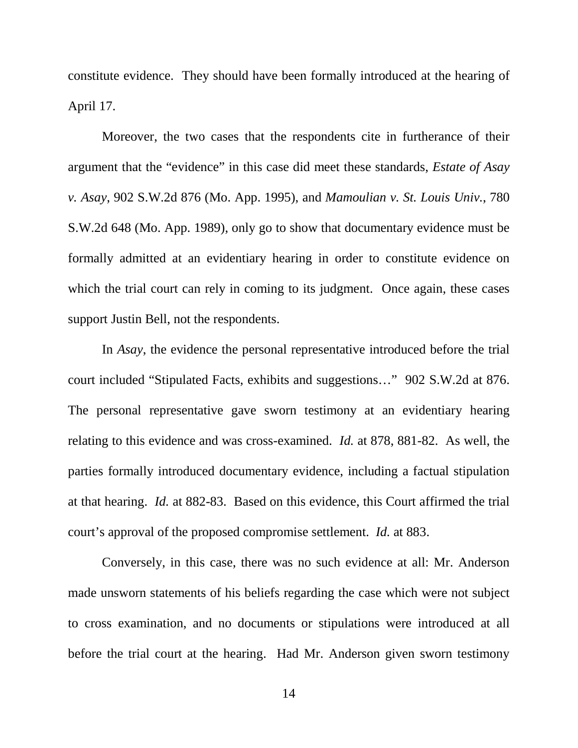constitute evidence. They should have been formally introduced at the hearing of April 17.

Moreover, the two cases that the respondents cite in furtherance of their argument that the "evidence" in this case did meet these standards, *Estate of Asay v. Asay*, 902 S.W.2d 876 (Mo. App. 1995), and *Mamoulian v. St. Louis Univ.*, 780 S.W.2d 648 (Mo. App. 1989), only go to show that documentary evidence must be formally admitted at an evidentiary hearing in order to constitute evidence on which the trial court can rely in coming to its judgment. Once again, these cases support Justin Bell, not the respondents.

In *Asay*, the evidence the personal representative introduced before the trial court included "Stipulated Facts, exhibits and suggestions…" 902 S.W.2d at 876. The personal representative gave sworn testimony at an evidentiary hearing relating to this evidence and was cross-examined. *Id.* at 878, 881-82. As well, the parties formally introduced documentary evidence, including a factual stipulation at that hearing. *Id.* at 882-83. Based on this evidence, this Court affirmed the trial court's approval of the proposed compromise settlement. *Id.* at 883.

Conversely, in this case, there was no such evidence at all: Mr. Anderson made unsworn statements of his beliefs regarding the case which were not subject to cross examination, and no documents or stipulations were introduced at all before the trial court at the hearing. Had Mr. Anderson given sworn testimony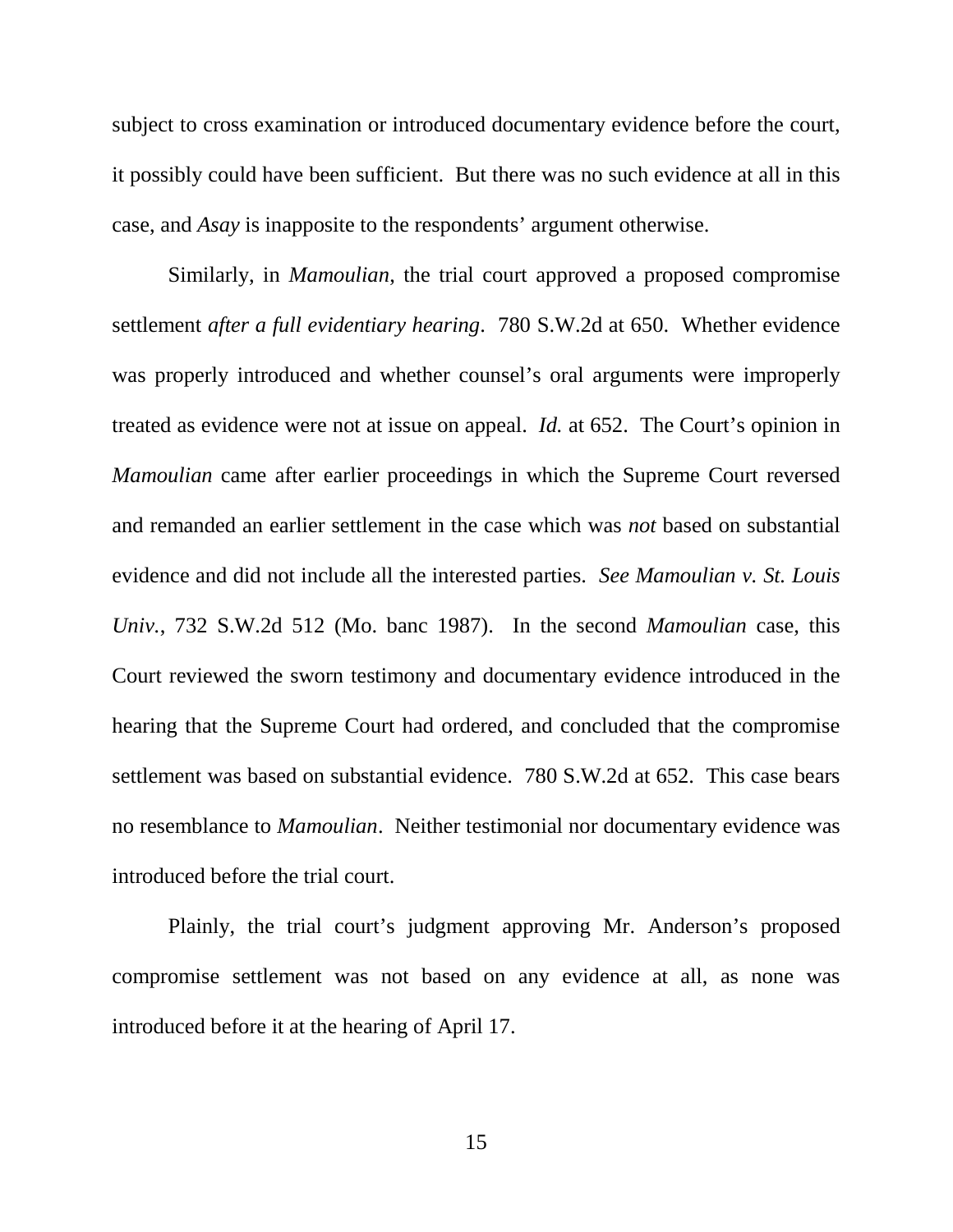subject to cross examination or introduced documentary evidence before the court, it possibly could have been sufficient. But there was no such evidence at all in this case, and *Asay* is inapposite to the respondents' argument otherwise.

Similarly, in *Mamoulian*, the trial court approved a proposed compromise settlement *after a full evidentiary hearing*. 780 S.W.2d at 650. Whether evidence was properly introduced and whether counsel's oral arguments were improperly treated as evidence were not at issue on appeal. *Id.* at 652. The Court's opinion in *Mamoulian* came after earlier proceedings in which the Supreme Court reversed and remanded an earlier settlement in the case which was *not* based on substantial evidence and did not include all the interested parties. *See Mamoulian v. St. Louis Univ.*, 732 S.W.2d 512 (Mo. banc 1987). In the second *Mamoulian* case, this Court reviewed the sworn testimony and documentary evidence introduced in the hearing that the Supreme Court had ordered, and concluded that the compromise settlement was based on substantial evidence. 780 S.W.2d at 652. This case bears no resemblance to *Mamoulian*. Neither testimonial nor documentary evidence was introduced before the trial court.

Plainly, the trial court's judgment approving Mr. Anderson's proposed compromise settlement was not based on any evidence at all, as none was introduced before it at the hearing of April 17.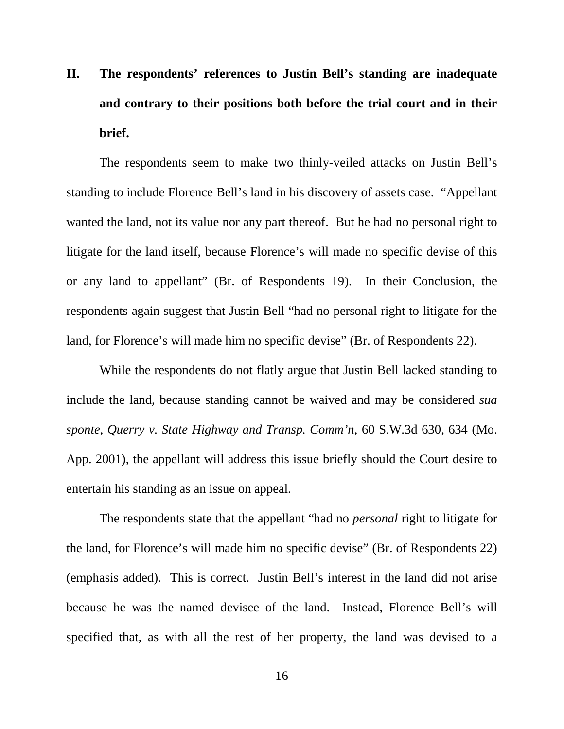## II. The respondents' references to Justin Bell's standing are inadequate and contrary to their positions both before the trial court and in their brief.

The respondents seem to make two thinly-veiled attacks on Justin Bell's standing to include Florence Bell's land in his discovery of assets case. "Appellant wanted the land, not its value nor any part thereof. But he had no personal right to litigate for the land itself, because Florence's will made no specific devise of this or any land to appellant" (Br. of Respondents 19). In their Conclusion, the respondents again suggest that Justin Bell "had no personal right to litigate for the land, for Florence's will made him no specific devise" (Br. of Respondents 22).

While the respondents do not flatly argue that Justin Bell lacked standing to include the land, because standing cannot be waived and may be considered *sua sponte*, *Querry v. State Highway and Transp. Comm'n*, 60 S.W.3d 630, 634 (Mo. App. 2001), the appellant will address this issue briefly should the Court desire to entertain his standing as an issue on appeal.

The respondents state that the appellant "had no *personal* right to litigate for the land, for Florence's will made him no specific devise" (Br. of Respondents 22) (emphasis added). This is correct. Justin Bell's interest in the land did not arise because he was the named devisee of the land. Instead, Florence Bell's will specified that, as with all the rest of her property, the land was devised to a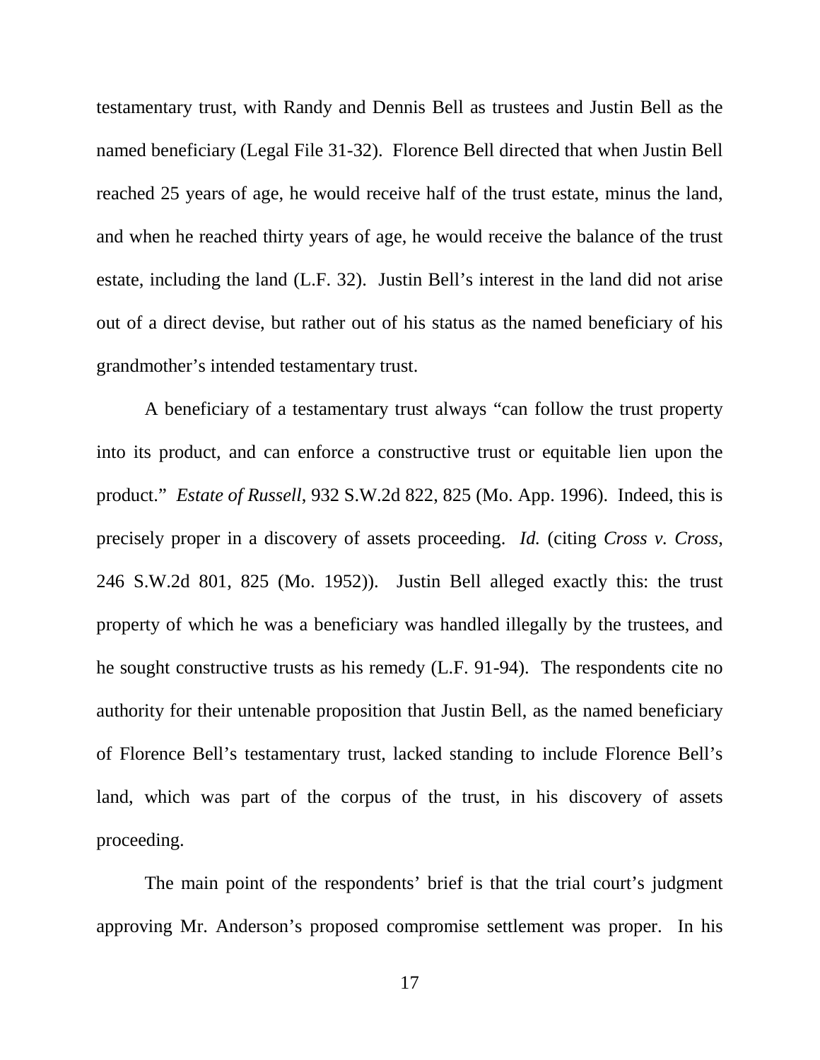testamentary trust, with Randy and Dennis Bell as trustees and Justin Bell as the named beneficiary (Legal File 31-32). Florence Bell directed that when Justin Bell reached 25 years of age, he would receive half of the trust estate, minus the land, and when he reached thirty years of age, he would receive the balance of the trust estate, including the land (L.F. 32). Justin Bell's interest in the land did not arise out of a direct devise, but rather out of his status as the named beneficiary of his grandmother's intended testamentary trust.

A beneficiary of a testamentary trust always "can follow the trust property into its product, and can enforce a constructive trust or equitable lien upon the product." *Estate of Russell*, 932 S.W.2d 822, 825 (Mo. App. 1996). Indeed, this is precisely proper in a discovery of assets proceeding. *Id.* (citing *Cross v. Cross*, 246 S.W.2d 801, 825 (Mo. 1952)). Justin Bell alleged exactly this: the trust property of which he was a beneficiary was handled illegally by the trustees, and he sought constructive trusts as his remedy (L.F. 91-94). The respondents cite no authority for their untenable proposition that Justin Bell, as the named beneficiary of Florence Bell's testamentary trust, lacked standing to include Florence Bell's land, which was part of the corpus of the trust, in his discovery of assets proceeding.

The main point of the respondents' brief is that the trial court's judgment approving Mr. Anderson's proposed compromise settlement was proper. In his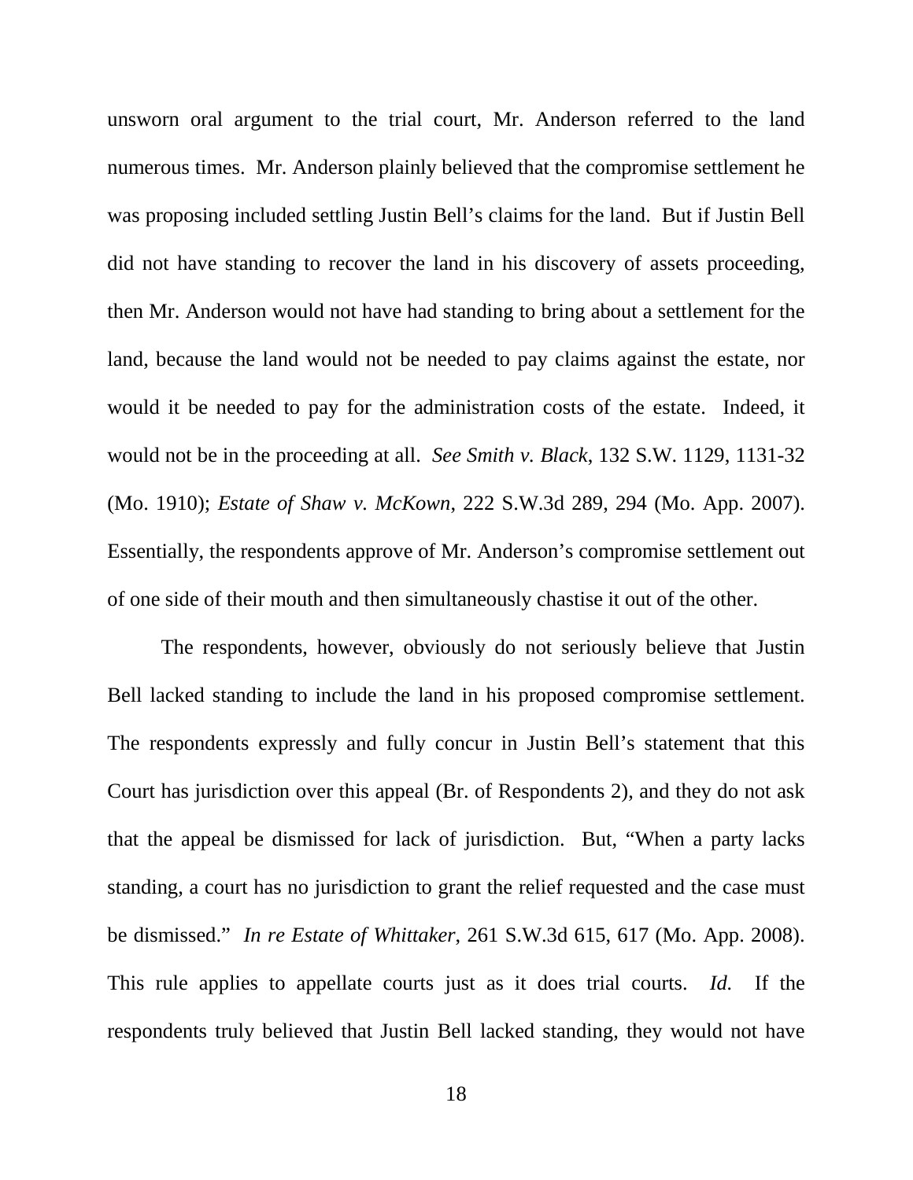unsworn oral argument to the trial court, Mr. Anderson referred to the land numerous times. Mr. Anderson plainly believed that the compromise settlement he was proposing included settling Justin Bell's claims for the land. But if Justin Bell did not have standing to recover the land in his discovery of assets proceeding, then Mr. Anderson would not have had standing to bring about a settlement for the land, because the land would not be needed to pay claims against the estate, nor would it be needed to pay for the administration costs of the estate. Indeed, it would not be in the proceeding at all. *See Smith v. Black*, 132 S.W. 1129, 1131-32 (Mo. 1910); *Estate of Shaw v. McKown*, 222 S.W.3d 289, 294 (Mo. App. 2007). Essentially, the respondents approve of Mr. Anderson's compromise settlement out of one side of their mouth and then simultaneously chastise it out of the other.

The respondents, however, obviously do not seriously believe that Justin Bell lacked standing to include the land in his proposed compromise settlement. The respondents expressly and fully concur in Justin Bell's statement that this Court has jurisdiction over this appeal (Br. of Respondents 2), and they do not ask that the appeal be dismissed for lack of jurisdiction. But, "When a party lacks standing, a court has no jurisdiction to grant the relief requested and the case must be dismissed." *In re Estate of Whittaker*, 261 S.W.3d 615, 617 (Mo. App. 2008). This rule applies to appellate courts just as it does trial courts. *Id.* If the respondents truly believed that Justin Bell lacked standing, they would not have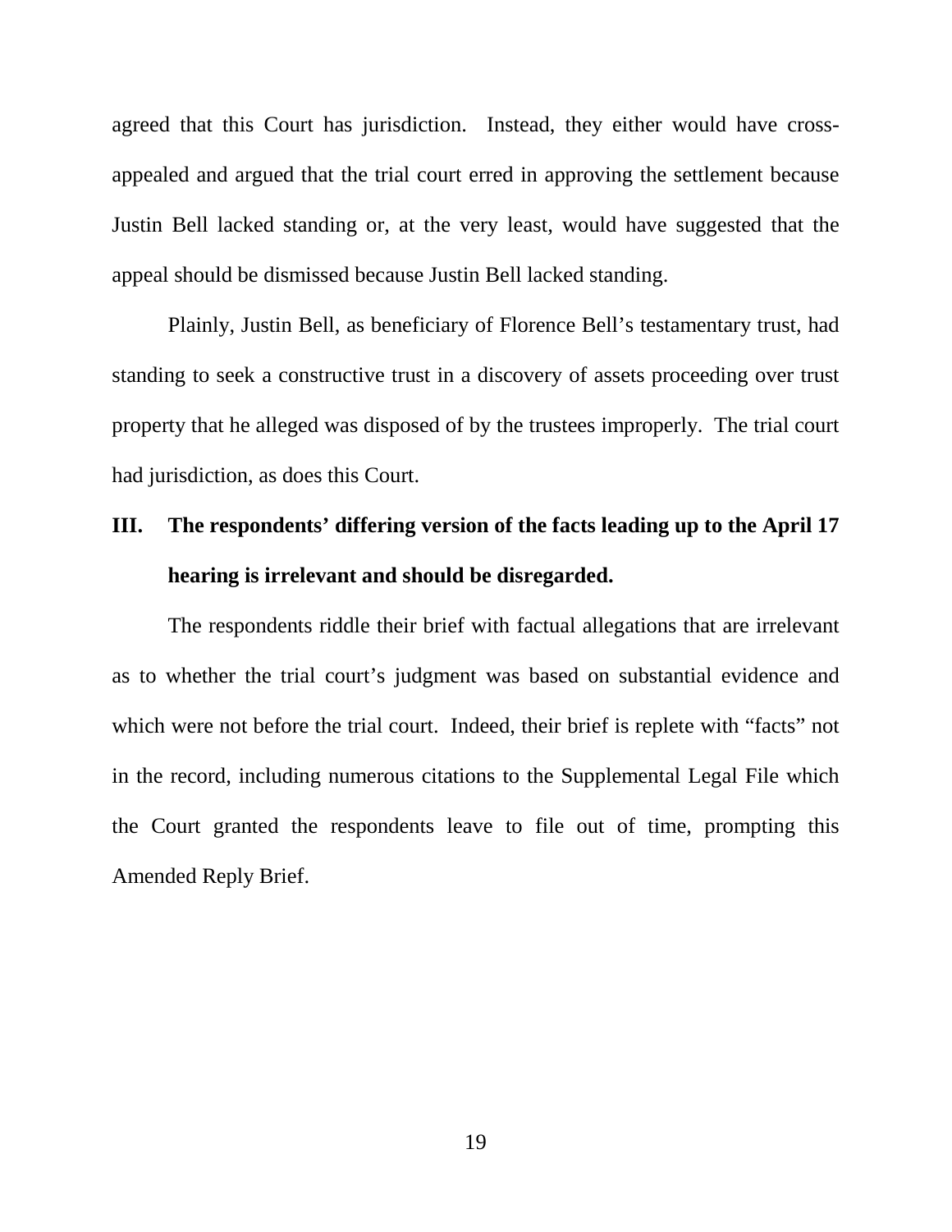agreed that this Court has jurisdiction. Instead, they either would have cross-appealed and argued that the trial court erred in approving the settlement because Justin Bell lacked standing or, at the very least, would have suggested that the appeal should be dismissed because Justin Bell lacked standing.

Plainly, Justin Bell, as beneficiary of Florence Bell's testamentary trust, had standing to seek a constructive trust in a discovery of assets proceeding over trust property that he alleged was disposed of by the trustees improperly. The trial court had jurisdiction, as does this Court.

## III. The respondents' differing version of the facts leading up to the April 17 hearing is irrelevant and should be disregarded.

The respondents riddle their brief with factual allegations that are irrelevant as to whether the trial court's judgment was based on substantial evidence and which were not before the trial court. Indeed, their brief is replete with "facts" not in the record, including numerous citations to the Supplemental Legal File which the Court granted the respondents leave to file out of time, prompting this Amended Reply Brief.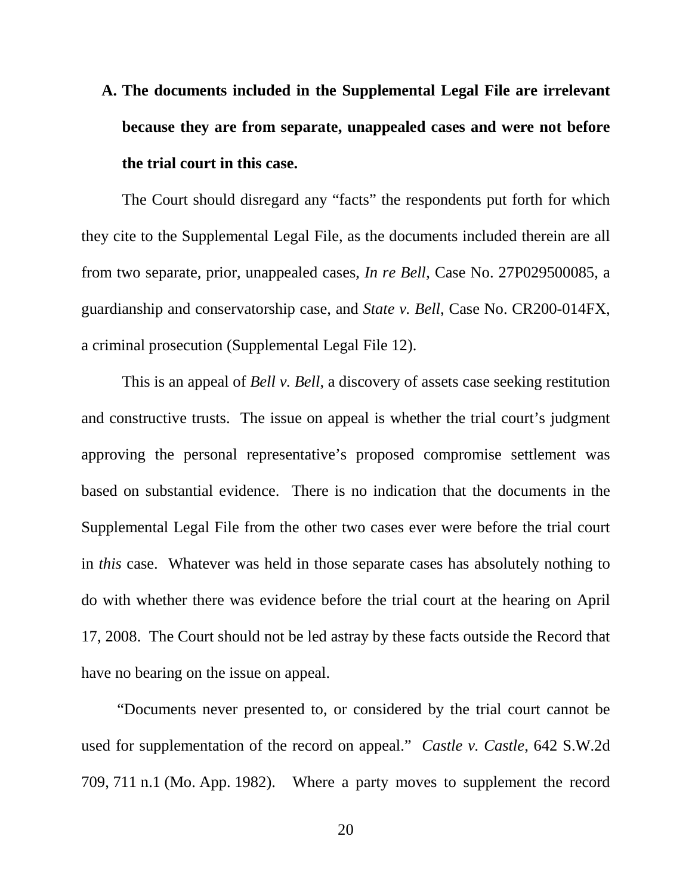### A. The documents included in the Supplemental Legal File are irrelevant because they are from separate, unappealed cases and were not before the trial court in this case.

The Court should disregard any "facts" the respondents put forth for which they cite to the Supplemental Legal File, as the documents included therein are all from two separate, prior, unappealed cases, *In re Bell*, Case No. 27P029500085, a guardianship and conservatorship case, and *State v. Bell*, Case No. CR200-014FX, a criminal prosecution (Supplemental Legal File 12).

This is an appeal of *Bell v. Bell*, a discovery of assets case seeking restitution and constructive trusts. The issue on appeal is whether the trial court's judgment approving the personal representative's proposed compromise settlement was based on substantial evidence. There is no indication that the documents in the Supplemental Legal File from the other two cases ever were before the trial court in *this* case. Whatever was held in those separate cases has absolutely nothing to do with whether there was evidence before the trial court at the hearing on April 17, 2008. The Court should not be led astray by these facts outside the Record that have no bearing on the issue on appeal.

"Documents never presented to, or considered by the trial court cannot be used for supplementation of the record on appeal." *Castle v. Castle*, 642 S.W.2d 709, 711 n.1 (Mo. App. 1982). Where a party moves to supplement the record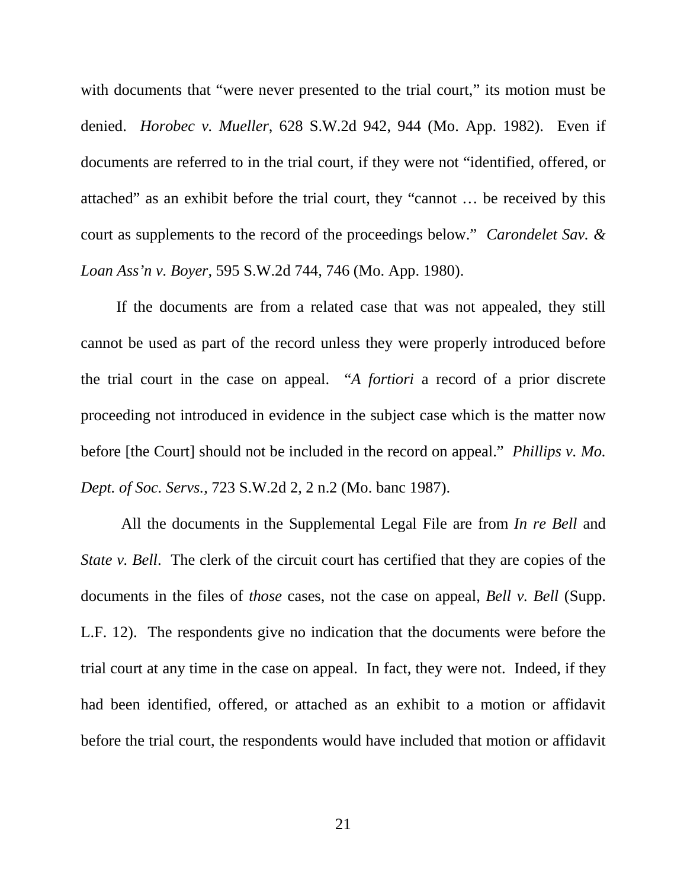with documents that "were never presented to the trial court," its motion must be denied. *Horobec v. Mueller*, 628 S.W.2d 942, 944 (Mo. App. 1982). Even if documents are referred to in the trial court, if they were not "identified, offered, or attached" as an exhibit before the trial court, they "cannot … be received by this court as supplements to the record of the proceedings below." *Carondelet Sav. & Loan Ass'n v. Boyer*, 595 S.W.2d 744, 746 (Mo. App. 1980).

If the documents are from a related case that was not appealed, they still cannot be used as part of the record unless they were properly introduced before the trial court in the case on appeal. "*A fortiori* a record of a prior discrete proceeding not introduced in evidence in the subject case which is the matter now before [the Court] should not be included in the record on appeal." *Phillips v. Mo. Dept. of Soc. Servs.*, 723 S.W.2d 2, 2 n.2 (Mo. banc 1987).

All the documents in the Supplemental Legal File are from *In re Bell* and *State v. Bell*. The clerk of the circuit court has certified that they are copies of the documents in the files of *those* cases, not the case on appeal, *Bell v. Bell* (Supp. L.F. 12). The respondents give no indication that the documents were before the trial court at any time in the case on appeal. In fact, they were not. Indeed, if they had been identified, offered, or attached as an exhibit to a motion or affidavit before the trial court, the respondents would have included that motion or affidavit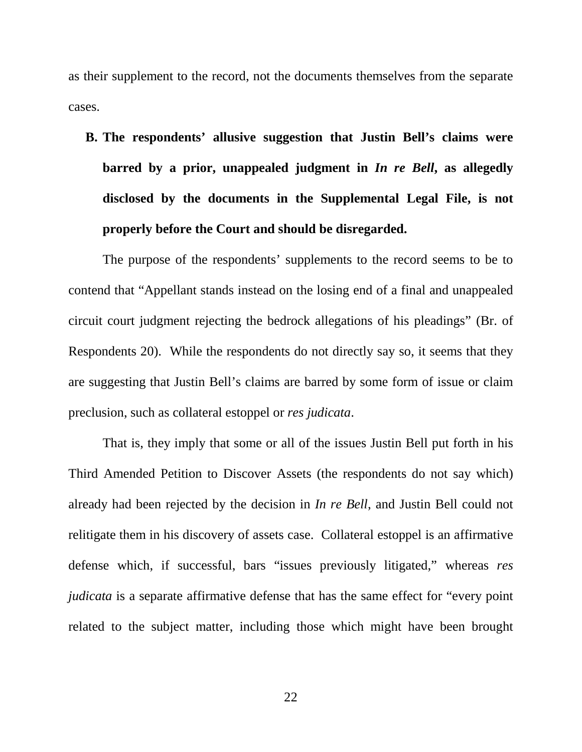as their supplement to the record, not the documents themselves from the separate cases.

**B. The respondents' allusive suggestion that Justin Bell's claims were barred by a prior, unappealed judgment in *In re Bell*, as allegedly disclosed by the documents in the Supplemental Legal File, is not properly before the Court and should be disregarded.**

The purpose of the respondents' supplements to the record seems to be to contend that "Appellant stands instead on the losing end of a final and unappealed circuit court judgment rejecting the bedrock allegations of his pleadings" (Br. of Respondents 20). While the respondents do not directly say so, it seems that they are suggesting that Justin Bell's claims are barred by some form of issue or claim preclusion, such as collateral estoppel or *res judicata*.

That is, they imply that some or all of the issues Justin Bell put forth in his Third Amended Petition to Discover Assets (the respondents do not say which) already had been rejected by the decision in *In re Bell*, and Justin Bell could not relitigate them in his discovery of assets case. Collateral estoppel is an affirmative defense which, if successful, bars "issues previously litigated," whereas *res judicata* is a separate affirmative defense that has the same effect for "every point related to the subject matter, including those which might have been brought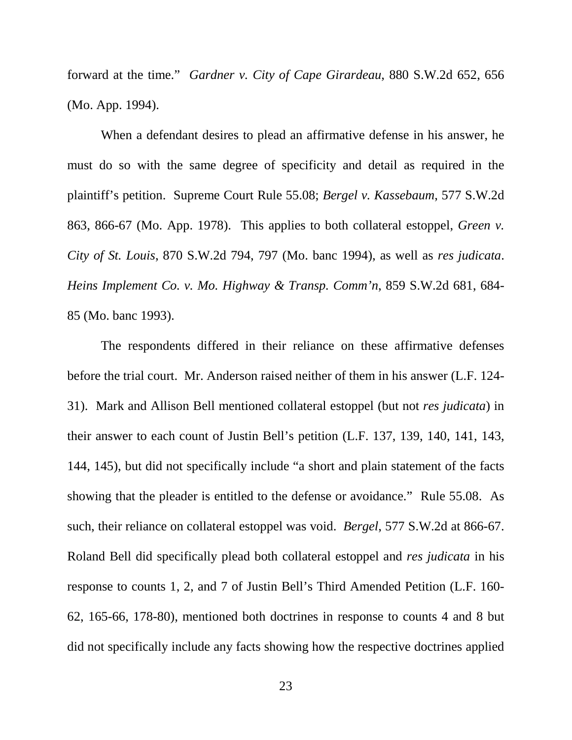forward at the time." *Gardner v. City of Cape Girardeau*, 880 S.W.2d 652, 656 (Mo. App. 1994).

When a defendant desires to plead an affirmative defense in his answer, he must do so with the same degree of specificity and detail as required in the plaintiff's petition. Supreme Court Rule 55.08; *Bergel v. Kassebaum*, 577 S.W.2d 863, 866-67 (Mo. App. 1978). This applies to both collateral estoppel, *Green v. City of St. Louis*, 870 S.W.2d 794, 797 (Mo. banc 1994), as well as *res judicata*. *Heins Implement Co. v. Mo. Highway & Transp. Comm'n*, 859 S.W.2d 681, 684-85 (Mo. banc 1993).

The respondents differed in their reliance on these affirmative defenses before the trial court. Mr. Anderson raised neither of them in his answer (L.F. 124-31). Mark and Allison Bell mentioned collateral estoppel (but not *res judicata*) in their answer to each count of Justin Bell's petition (L.F. 137, 139, 140, 141, 143, 144, 145), but did not specifically include "a short and plain statement of the facts showing that the pleader is entitled to the defense or avoidance." Rule 55.08. As such, their reliance on collateral estoppel was void. *Bergel*, 577 S.W.2d at 866-67. Roland Bell did specifically plead both collateral estoppel and *res judicata* in his response to counts 1, 2, and 7 of Justin Bell's Third Amended Petition (L.F. 160-62, 165-66, 178-80), mentioned both doctrines in response to counts 4 and 8 but did not specifically include any facts showing how the respective doctrines applied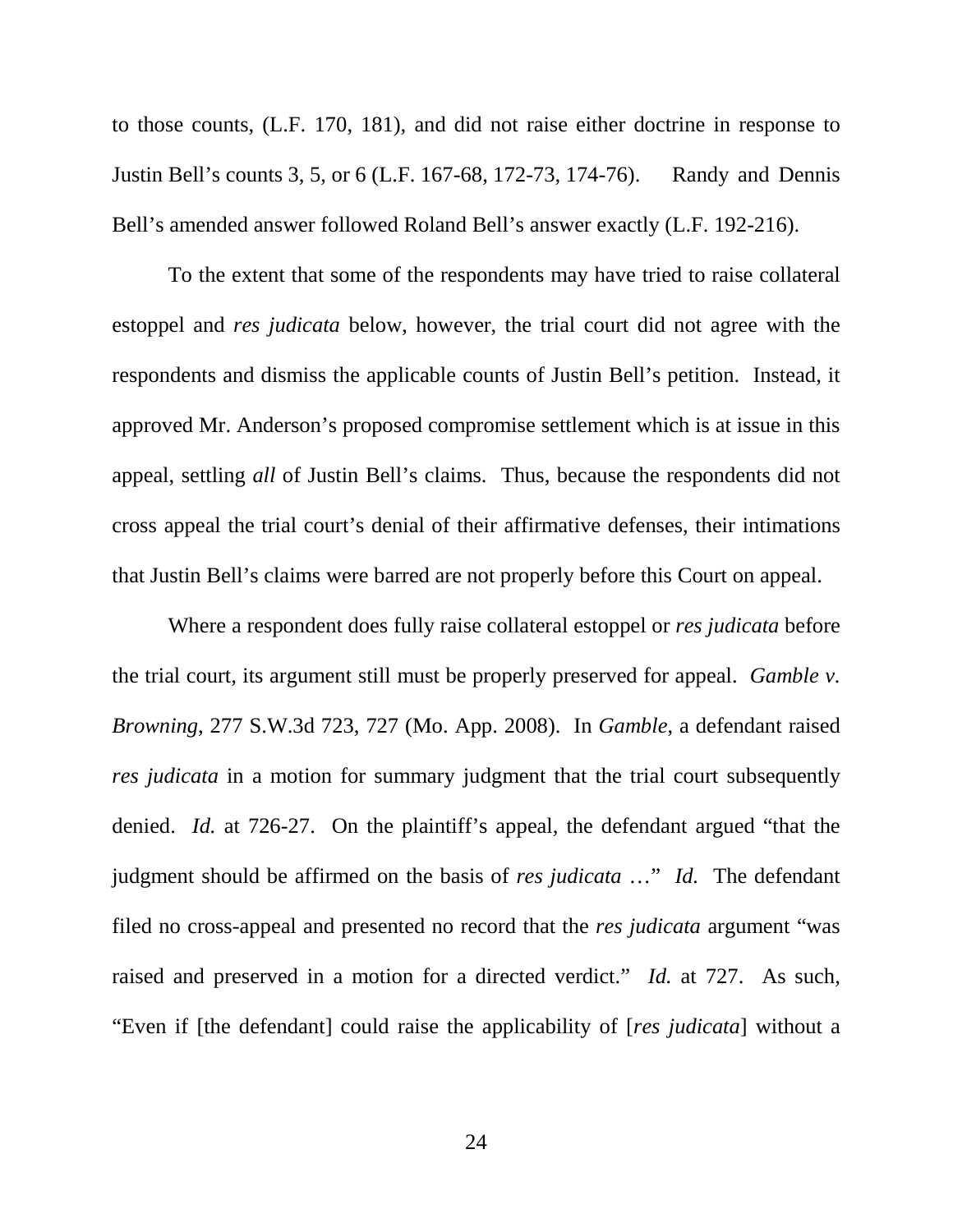to those counts, (L.F. 170, 181), and did not raise either doctrine in response to Justin Bell's counts 3, 5, or 6 (L.F. 167-68, 172-73, 174-76). Randy and Dennis Bell's amended answer followed Roland Bell's answer exactly (L.F. 192-216).

To the extent that some of the respondents may have tried to raise collateral estoppel and *res judicata* below, however, the trial court did not agree with the respondents and dismiss the applicable counts of Justin Bell's petition. Instead, it approved Mr. Anderson's proposed compromise settlement which is at issue in this appeal, settling *all* of Justin Bell's claims. Thus, because the respondents did not cross appeal the trial court's denial of their affirmative defenses, their intimations that Justin Bell's claims were barred are not properly before this Court on appeal.

Where a respondent does fully raise collateral estoppel or *res judicata* before the trial court, its argument still must be properly preserved for appeal. *Gamble v. Browning*, 277 S.W.3d 723, 727 (Mo. App. 2008). In *Gamble*, a defendant raised *res judicata* in a motion for summary judgment that the trial court subsequently denied. *Id.* at 726-27. On the plaintiff's appeal, the defendant argued "that the judgment should be affirmed on the basis of *res judicata* …" *Id.* The defendant filed no cross-appeal and presented no record that the *res judicata* argument "was raised and preserved in a motion for a directed verdict." *Id.* at 727. As such, "Even if [the defendant] could raise the applicability of [*res judicata*] without a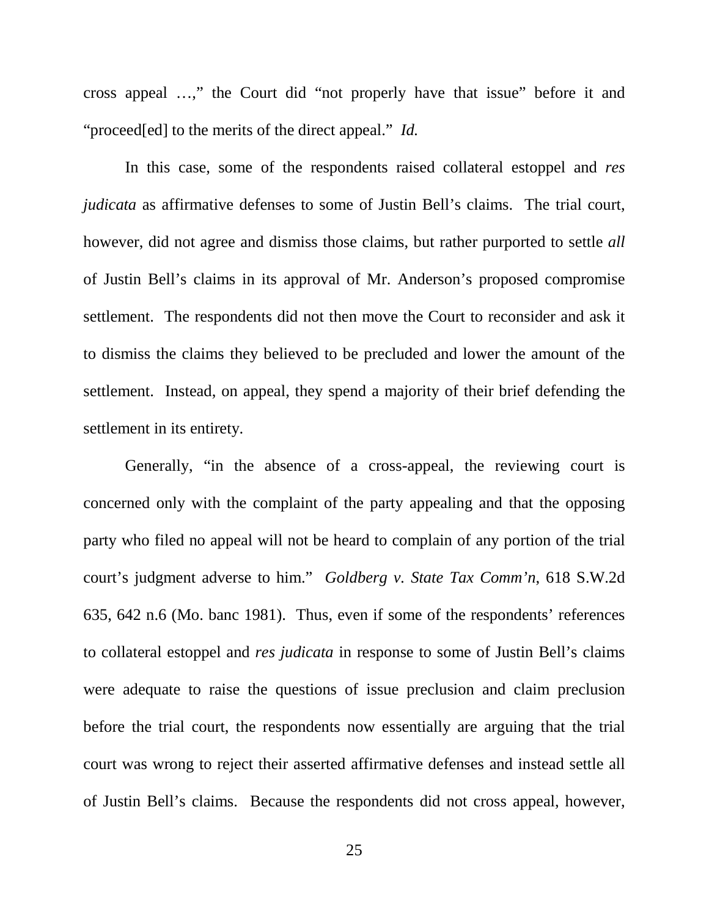cross appeal …," the Court did "not properly have that issue" before it and "proceed[ed] to the merits of the direct appeal." *Id.*

In this case, some of the respondents raised collateral estoppel and *res judicata* as affirmative defenses to some of Justin Bell's claims. The trial court, however, did not agree and dismiss those claims, but rather purported to settle *all* of Justin Bell's claims in its approval of Mr. Anderson's proposed compromise settlement. The respondents did not then move the Court to reconsider and ask it to dismiss the claims they believed to be precluded and lower the amount of the settlement. Instead, on appeal, they spend a majority of their brief defending the settlement in its entirety.

Generally, "in the absence of a cross-appeal, the reviewing court is concerned only with the complaint of the party appealing and that the opposing party who filed no appeal will not be heard to complain of any portion of the trial court's judgment adverse to him." *Goldberg v. State Tax Comm'n*, 618 S.W.2d 635, 642 n.6 (Mo. banc 1981). Thus, even if some of the respondents' references to collateral estoppel and *res judicata* in response to some of Justin Bell's claims were adequate to raise the questions of issue preclusion and claim preclusion before the trial court, the respondents now essentially are arguing that the trial court was wrong to reject their asserted affirmative defenses and instead settle all of Justin Bell's claims. Because the respondents did not cross appeal, however,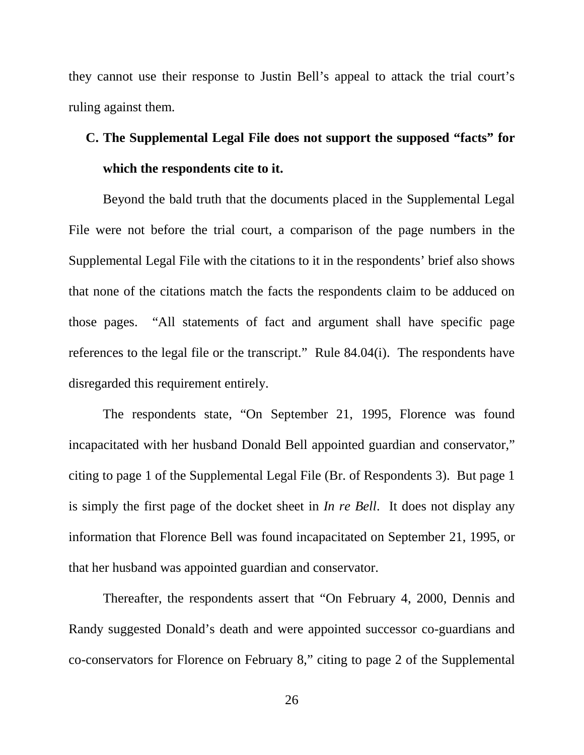they cannot use their response to Justin Bell's appeal to attack the trial court's ruling against them.

### C. The Supplemental Legal File does not support the supposed "facts" for which the respondents cite to it.

Beyond the bald truth that the documents placed in the Supplemental Legal File were not before the trial court, a comparison of the page numbers in the Supplemental Legal File with the citations to it in the respondents' brief also shows that none of the citations match the facts the respondents claim to be adduced on those pages. "All statements of fact and argument shall have specific page references to the legal file or the transcript." Rule 84.04(i). The respondents have disregarded this requirement entirely.

The respondents state, "On September 21, 1995, Florence was found incapacitated with her husband Donald Bell appointed guardian and conservator," citing to page 1 of the Supplemental Legal File (Br. of Respondents 3). But page 1 is simply the first page of the docket sheet in *In re Bell*. It does not display any information that Florence Bell was found incapacitated on September 21, 1995, or that her husband was appointed guardian and conservator.

Thereafter, the respondents assert that "On February 4, 2000, Dennis and Randy suggested Donald's death and were appointed successor co-guardians and co-conservators for Florence on February 8," citing to page 2 of the Supplemental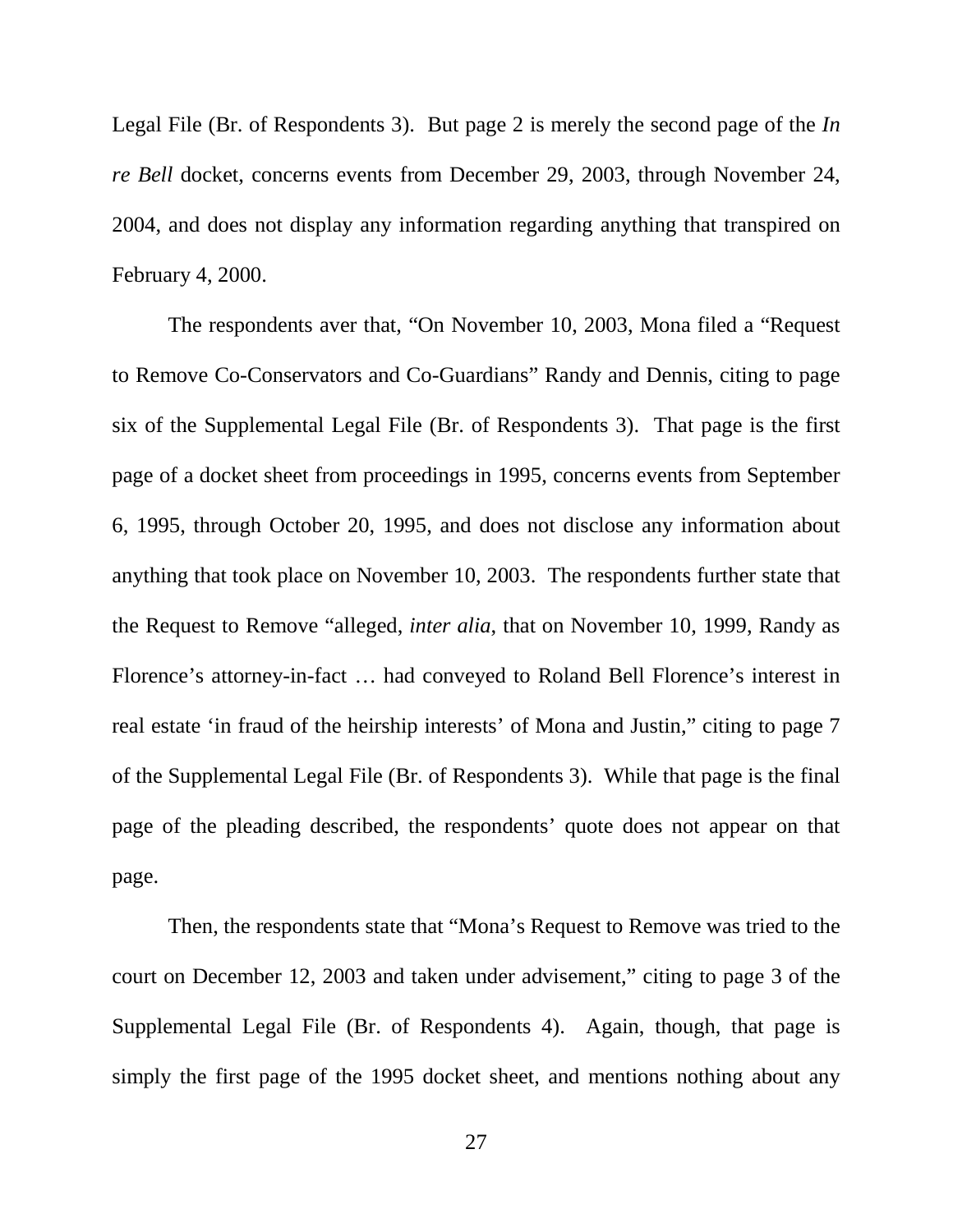Legal File (Br. of Respondents 3). But page 2 is merely the second page of the *In re Bell* docket, concerns events from December 29, 2003, through November 24, 2004, and does not display any information regarding anything that transpired on February 4, 2000.

The respondents aver that, "On November 10, 2003, Mona filed a "Request to Remove Co-Conservators and Co-Guardians" Randy and Dennis, citing to page six of the Supplemental Legal File (Br. of Respondents 3). That page is the first page of a docket sheet from proceedings in 1995, concerns events from September 6, 1995, through October 20, 1995, and does not disclose any information about anything that took place on November 10, 2003. The respondents further state that the Request to Remove "alleged, *inter alia*, that on November 10, 1999, Randy as Florence's attorney-in-fact … had conveyed to Roland Bell Florence's interest in real estate 'in fraud of the heirship interests' of Mona and Justin," citing to page 7 of the Supplemental Legal File (Br. of Respondents 3). While that page is the final page of the pleading described, the respondents' quote does not appear on that page.

Then, the respondents state that "Mona's Request to Remove was tried to the court on December 12, 2003 and taken under advisement," citing to page 3 of the Supplemental Legal File (Br. of Respondents 4). Again, though, that page is simply the first page of the 1995 docket sheet, and mentions nothing about any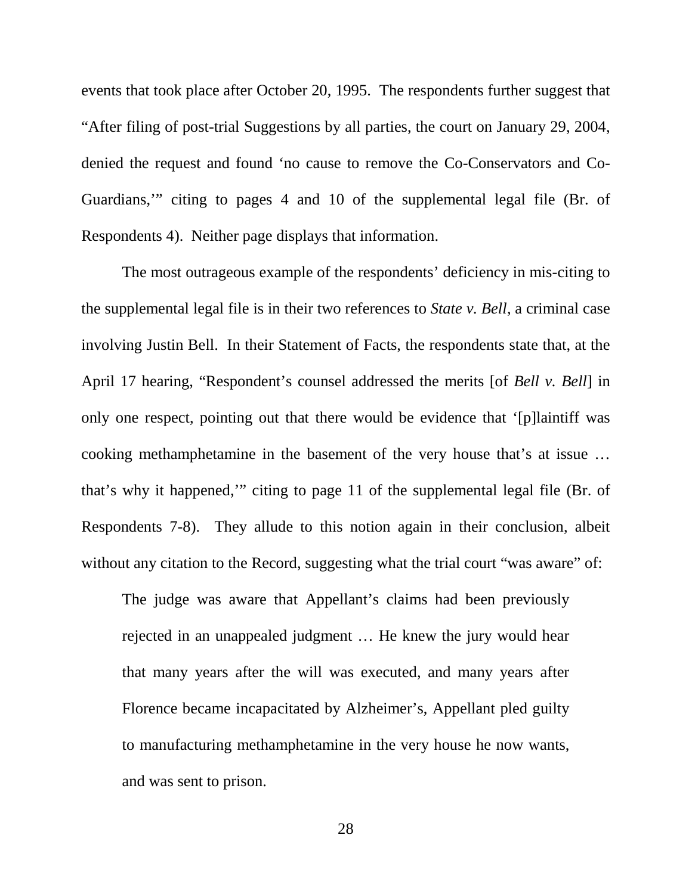events that took place after October 20, 1995. The respondents further suggest that "After filing of post-trial Suggestions by all parties, the court on January 29, 2004, denied the request and found 'no cause to remove the Co-Conservators and Co-Guardians,'" citing to pages 4 and 10 of the supplemental legal file (Br. of Respondents 4). Neither page displays that information.

The most outrageous example of the respondents' deficiency in mis-citing to the supplemental legal file is in their two references to *State v. Bell*, a criminal case involving Justin Bell. In their Statement of Facts, the respondents state that, at the April 17 hearing, "Respondent's counsel addressed the merits [of *Bell v. Bell*] in only one respect, pointing out that there would be evidence that '[p]laintiff was cooking methamphetamine in the basement of the very house that's at issue … that's why it happened,'" citing to page 11 of the supplemental legal file (Br. of Respondents 7-8). They allude to this notion again in their conclusion, albeit without any citation to the Record, suggesting what the trial court "was aware" of:

> The judge was aware that Appellant's claims had been previously rejected in an unappealed judgment … He knew the jury would hear that many years after the will was executed, and many years after Florence became incapacitated by Alzheimer's, Appellant pled guilty to manufacturing methamphetamine in the very house he now wants, and was sent to prison.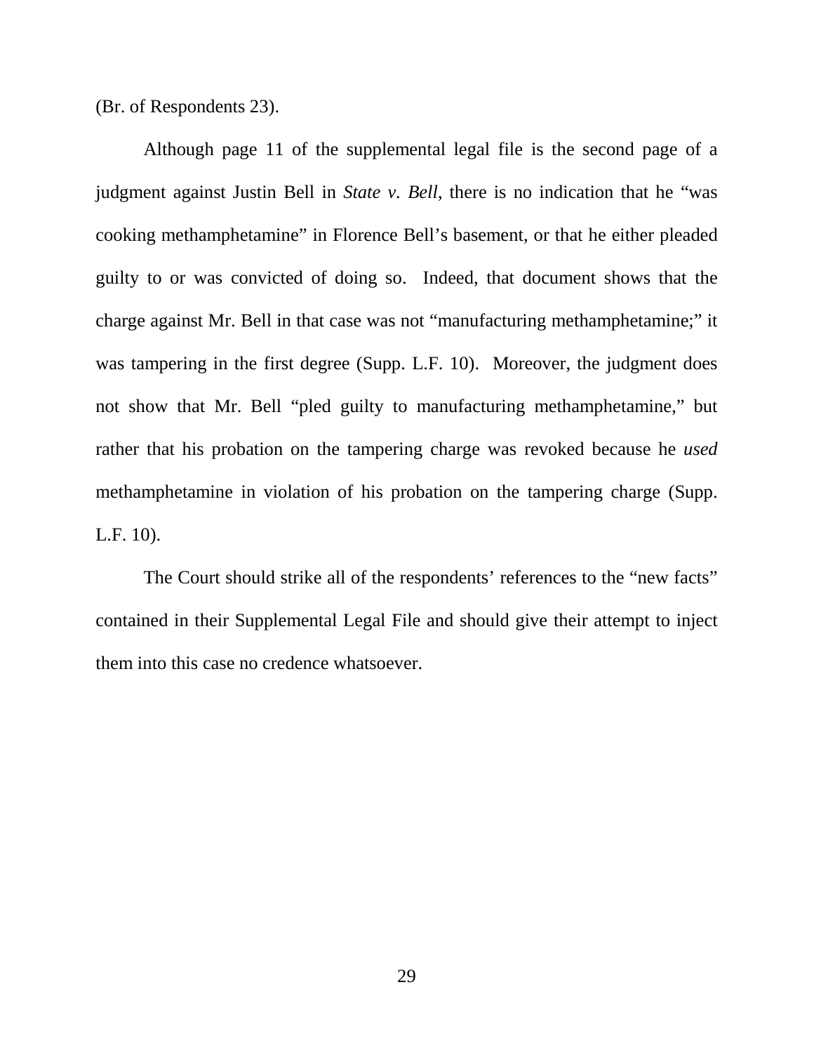(Br. of Respondents 23).

Although page 11 of the supplemental legal file is the second page of a judgment against Justin Bell in *State v. Bell*, there is no indication that he "was cooking methamphetamine" in Florence Bell's basement, or that he either pleaded guilty to or was convicted of doing so. Indeed, that document shows that the charge against Mr. Bell in that case was not "manufacturing methamphetamine;" it was tampering in the first degree (Supp. L.F. 10). Moreover, the judgment does not show that Mr. Bell "pled guilty to manufacturing methamphetamine," but rather that his probation on the tampering charge was revoked because he *used* methamphetamine in violation of his probation on the tampering charge (Supp. L.F. 10).

The Court should strike all of the respondents' references to the "new facts" contained in their Supplemental Legal File and should give their attempt to inject them into this case no credence whatsoever.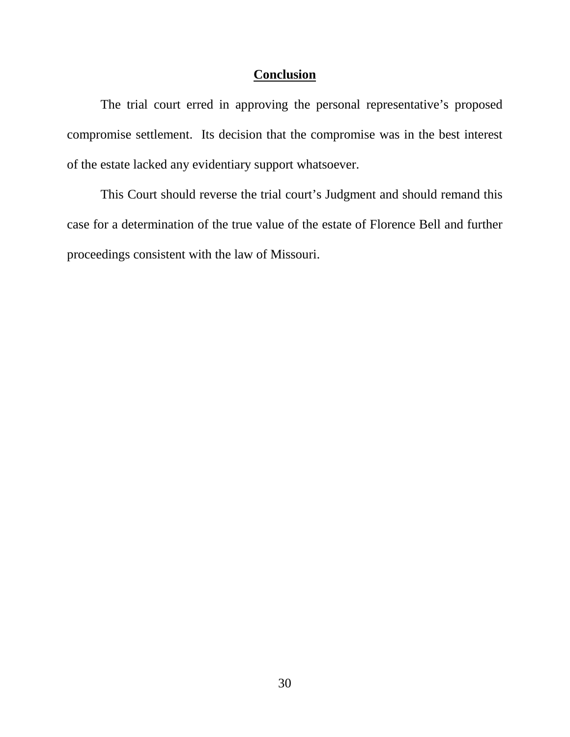## Conclusion

The trial court erred in approving the personal representative's proposed compromise settlement. Its decision that the compromise was in the best interest of the estate lacked any evidentiary support whatsoever.

This Court should reverse the trial court's Judgment and should remand this case for a determination of the true value of the estate of Florence Bell and further proceedings consistent with the law of Missouri.